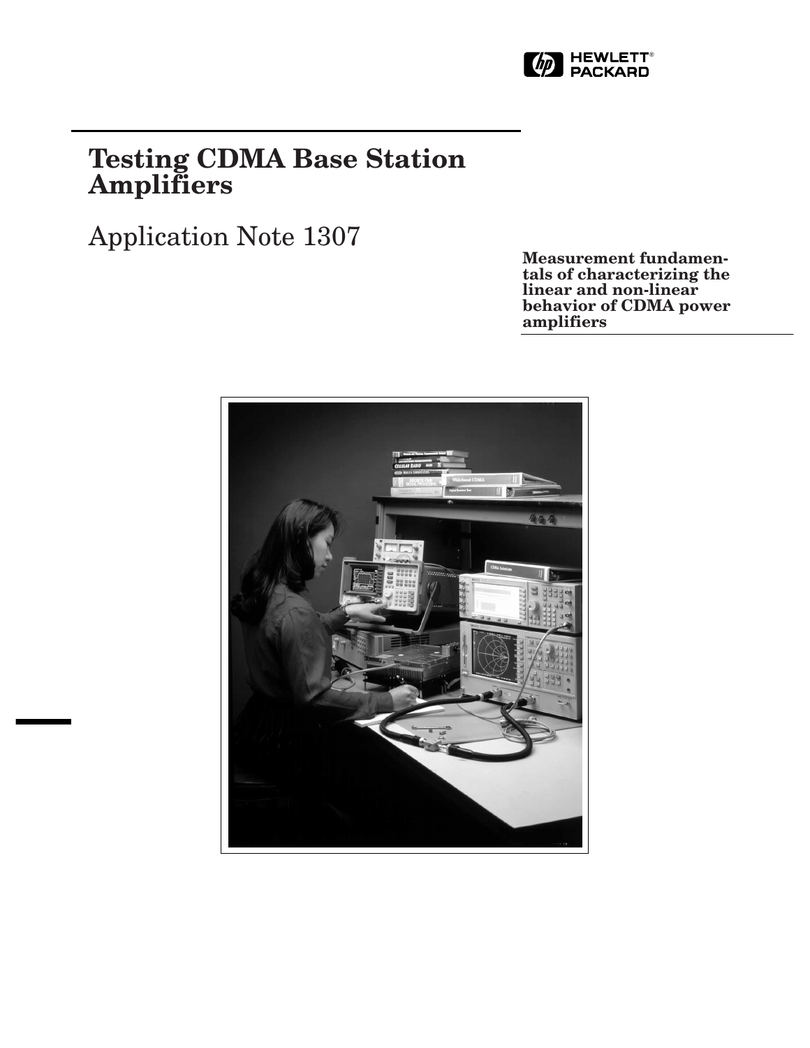# Testing CDMA Base Station Amplifiers

Application Note 1307

**Measurement fundamentals of characterizing the linear and non-linear behavior of CDMA power amplifiers**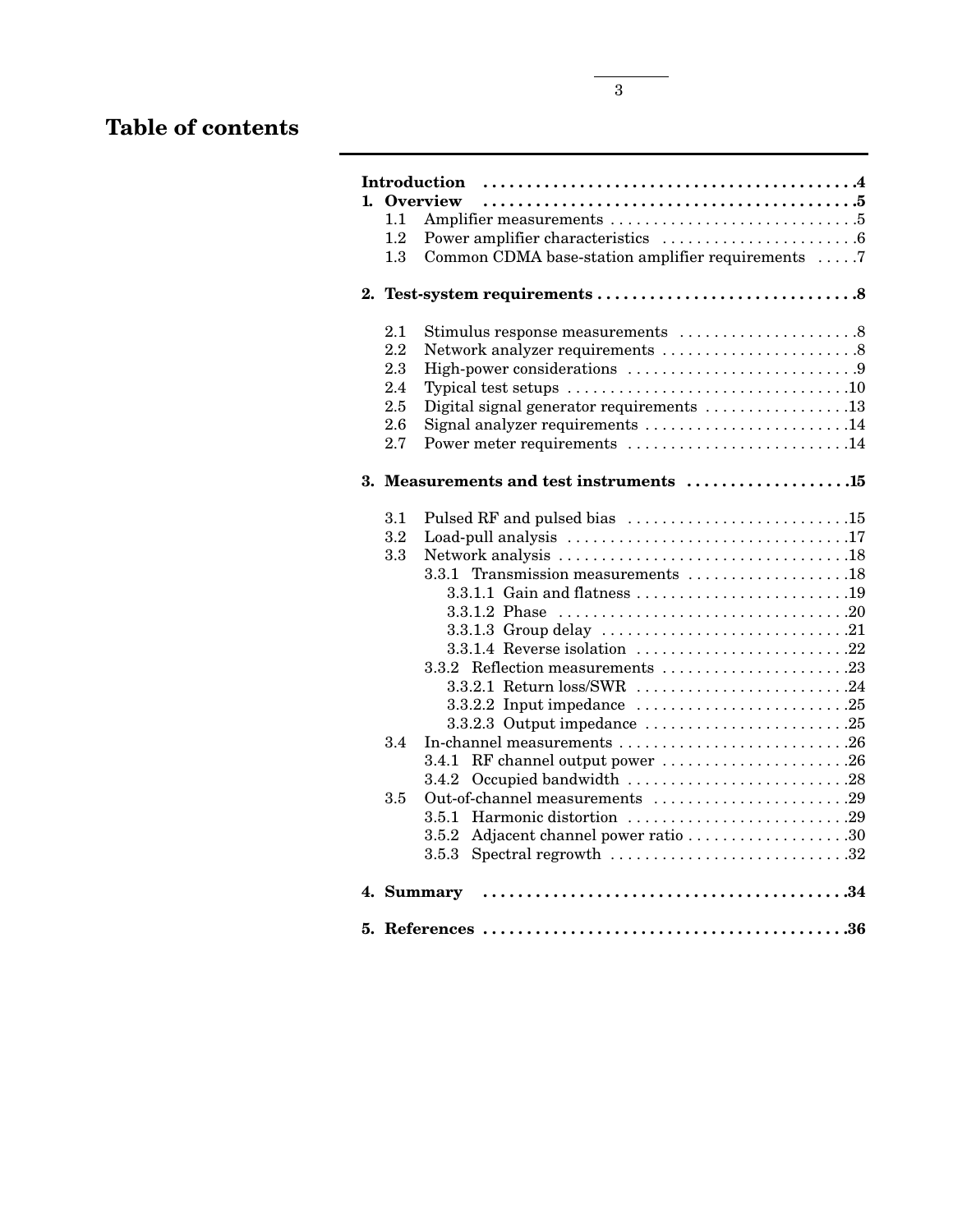# Table of contents

**Introduction** .....................................................**4**

**1. Overview** .........................................................**5**

- 1.1 Amplifier measurements ..............................5
- 1.2 Power amplifier characteristics .......................6
- 1.3 Common CDMA base-station amplifier requirements .....7

**2. Test-system requirements** ...............................**8**

- 2.1 Stimulus response measurements .....................8
- 2.2 Network analyzer requirements .......................8
- 2.3 High-power considerations ............................9
- 2.4 Typical test setups ....................................10
- 2.5 Digital signal generator requirements ..............13
- 2.6 Signal analyzer requirements .........................14
- 2.7 Power meter requirements ............................14

**3. Measurements and test instruments** ..................**15**

- 3.1 Pulsed RF and pulsed bias ............................15
- 3.2 Load-pull analysis .....................................17
- 3.3 Network analysis .......................................18
  - 3.3.1 Transmission measurements ......................18
    - 3.3.1.1 Gain and flatness ..........................19
    - 3.3.1.2 Phase ........................................20
    - 3.3.1.3 Group delay ................................21
    - 3.3.1.4 Reverse isolation ..........................22
  - 3.3.2 Reflection measurements .........................23
    - 3.3.2.1 Return loss/SWR ............................24
    - 3.3.2.2 Input impedance ............................25
    - 3.3.2.3 Output impedance ...........................25
- 3.4 In-channel measurements ...............................26
  - 3.4.1 RF channel output power .........................26
  - 3.4.2 Occupied bandwidth ..............................28
- 3.5 Out-of-channel measurements ..........................29
  - 3.5.1 Harmonic distortion ..............................29
  - 3.5.2 Adjacent channel power ratio ....................30
  - 3.5.3 Spectral regrowth ................................32

**4. Summary** ........................................................**34**

**5. References** ....................................................**36**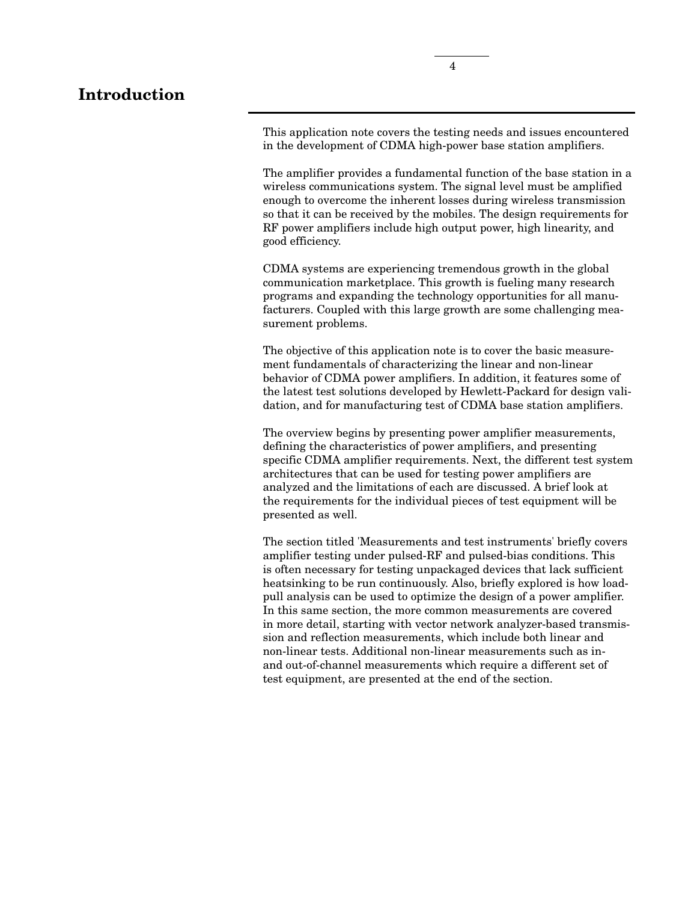# Introduction

This application note covers the testing needs and issues encountered in the development of CDMA high-power base station amplifiers.

The amplifier provides a fundamental function of the base station in a wireless communications system. The signal level must be amplified enough to overcome the inherent losses during wireless transmission so that it can be received by the mobiles. The design requirements for RF power amplifiers include high output power, high linearity, and good efficiency.

CDMA systems are experiencing tremendous growth in the global communication marketplace. This growth is fueling many research programs and expanding the technology opportunities for all manufacturers. Coupled with this large growth are some challenging measurement problems.

The objective of this application note is to cover the basic measurement fundamentals of characterizing the linear and non-linear behavior of CDMA power amplifiers. In addition, it features some of the latest test solutions developed by Hewlett-Packard for design validation, and for manufacturing test of CDMA base station amplifiers.

The overview begins by presenting power amplifier measurements, defining the characteristics of power amplifiers, and presenting specific CDMA amplifier requirements. Next, the different test system architectures that can be used for testing power amplifiers are analyzed and the limitations of each are discussed. A brief look at the requirements for the individual pieces of test equipment will be presented as well.

The section titled 'Measurements and test instruments' briefly covers amplifier testing under pulsed-RF and pulsed-bias conditions. This is often necessary for testing unpackaged devices that lack sufficient heatsinking to be run continuously. Also, briefly explored is how load-pull analysis can be used to optimize the design of a power amplifier. In this same section, the more common measurements are covered in more detail, starting with vector network analyzer-based transmission and reflection measurements, which include both linear and non-linear tests. Additional non-linear measurements such as in- and out-of-channel measurements which require a different set of test equipment, are presented at the end of the section.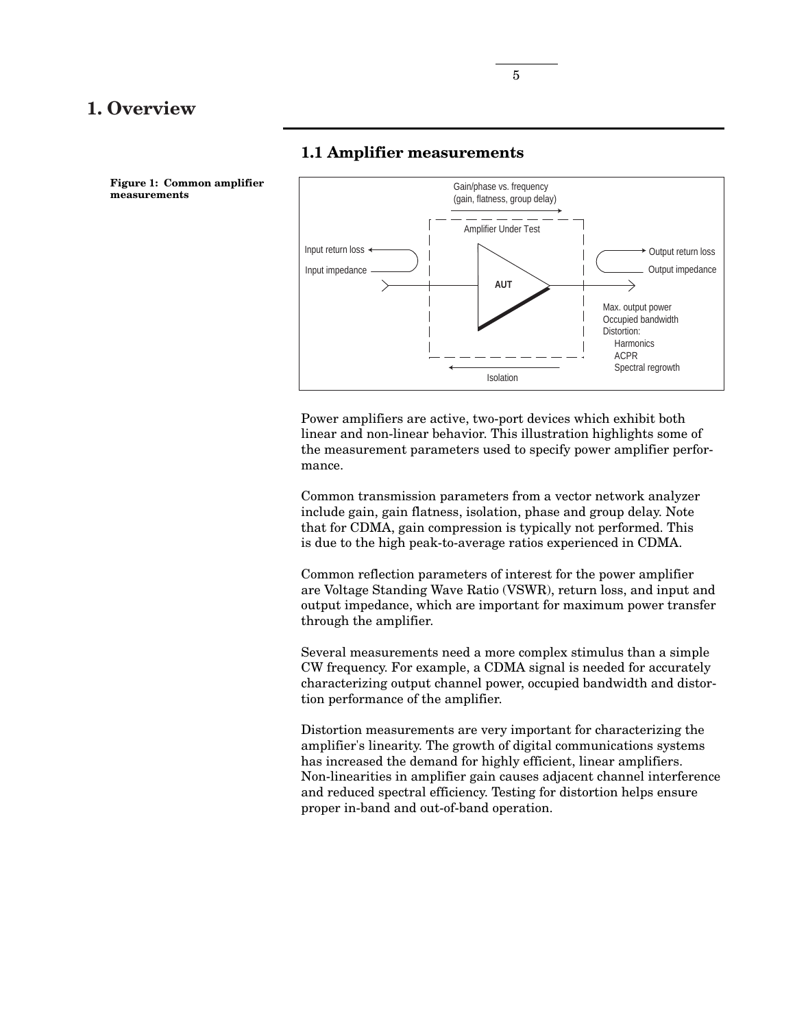# 1. Overview

## 1.1 Amplifier measurements

**Figure 1: Common amplifier measurements**

Power amplifiers are active, two-port devices which exhibit both linear and non-linear behavior. This illustration highlights some of the measurement parameters used to specify power amplifier performance.

Common transmission parameters from a vector network analyzer include gain, gain flatness, isolation, phase and group delay. Note that for CDMA, gain compression is typically not performed. This is due to the high peak-to-average ratios experienced in CDMA.

Common reflection parameters of interest for the power amplifier are Voltage Standing Wave Ratio (VSWR), return loss, and input and output impedance, which are important for maximum power transfer through the amplifier.

Several measurements need a more complex stimulus than a simple CW frequency. For example, a CDMA signal is needed for accurately characterizing output channel power, occupied bandwidth and distortion performance of the amplifier.

Distortion measurements are very important for characterizing the amplifier's linearity. The growth of digital communications systems has increased the demand for highly efficient, linear amplifiers. Non-linearities in amplifier gain causes adjacent channel interference and reduced spectral efficiency. Testing for distortion helps ensure proper in-band and out-of-band operation.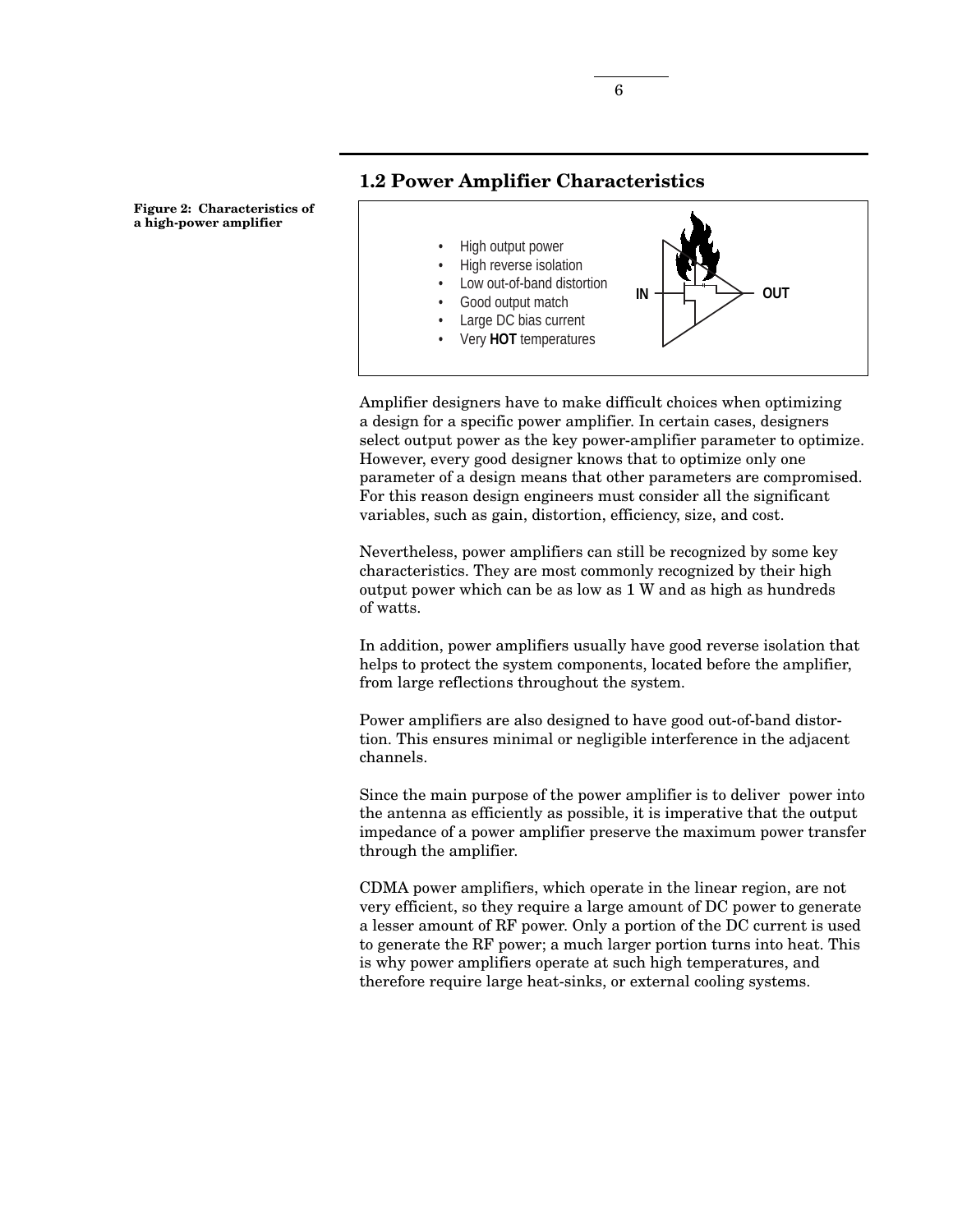## 1.2 Power Amplifier Characteristics

**Figure 2: Characteristics of a high-power amplifier**

- High output power
- High reverse isolation
- Low out-of-band distortion
- Good output match
- Large DC bias current
- Very **HOT** temperatures

IN OUT

Amplifier designers have to make difficult choices when optimizing a design for a specific power amplifier. In certain cases, designers select output power as the key power-amplifier parameter to optimize. However, every good designer knows that to optimize only one parameter of a design means that other parameters are compromised. For this reason design engineers must consider all the significant variables, such as gain, distortion, efficiency, size, and cost.

Nevertheless, power amplifiers can still be recognized by some key characteristics. They are most commonly recognized by their high output power which can be as low as 1 W and as high as hundreds of watts.

In addition, power amplifiers usually have good reverse isolation that helps to protect the system components, located before the amplifier, from large reflections throughout the system.

Power amplifiers are also designed to have good out-of-band distortion. This ensures minimal or negligible interference in the adjacent channels.

Since the main purpose of the power amplifier is to deliver power into the antenna as efficiently as possible, it is imperative that the output impedance of a power amplifier preserve the maximum power transfer through the amplifier.

CDMA power amplifiers, which operate in the linear region, are not very efficient, so they require a large amount of DC power to generate a lesser amount of RF power. Only a portion of the DC current is used to generate the RF power; a much larger portion turns into heat. This is why power amplifiers operate at such high temperatures, and therefore require large heat-sinks, or external cooling systems.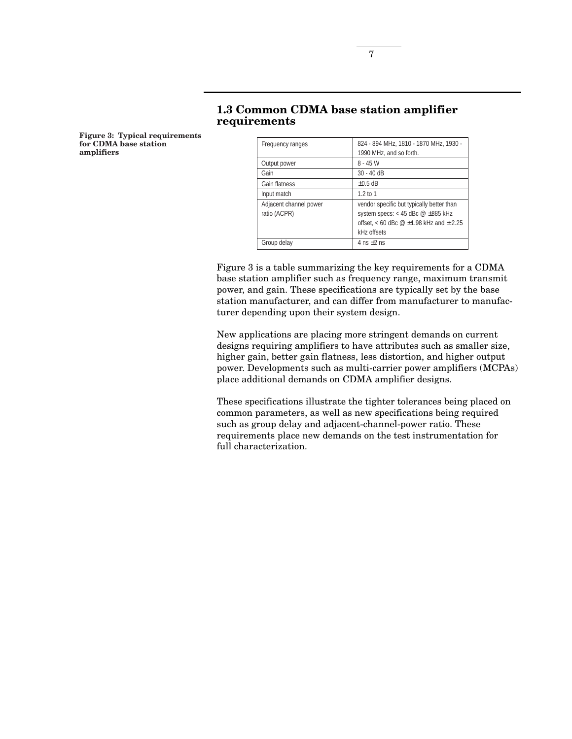## 1.3 Common CDMA base station amplifier requirements

**Figure 3: Typical requirements for CDMA base station amplifiers**

| Frequency ranges | 824 - 894 MHz, 1810 - 1870 MHz, 1930 - 1990 MHz, and so forth. |
|---|---|
| Output power | 8 - 45 W |
| Gain | 30 - 40 dB |
| Gain flatness | ±0.5 dB |
| Input match | 1.2 to 1 |
| Adjacent channel power ratio (ACPR) | vendor specific but typically better than system specs: < 45 dBc @ ±885 kHz offset, < 60 dBc @ ±1.98 kHz and ± 2.25 kHz offsets |
| Group delay | 4 ns ±2 ns |

Figure 3 is a table summarizing the key requirements for a CDMA base station amplifier such as frequency range, maximum transmit power, and gain. These specifications are typically set by the base station manufacturer, and can differ from manufacturer to manufacturer depending upon their system design.

New applications are placing more stringent demands on current designs requiring amplifiers to have attributes such as smaller size, higher gain, better gain flatness, less distortion, and higher output power. Developments such as multi-carrier power amplifiers (MCPAs) place additional demands on CDMA amplifier designs.

These specifications illustrate the tighter tolerances being placed on common parameters, as well as new specifications being required such as group delay and adjacent-channel-power ratio. These requirements place new demands on the test instrumentation for full characterization.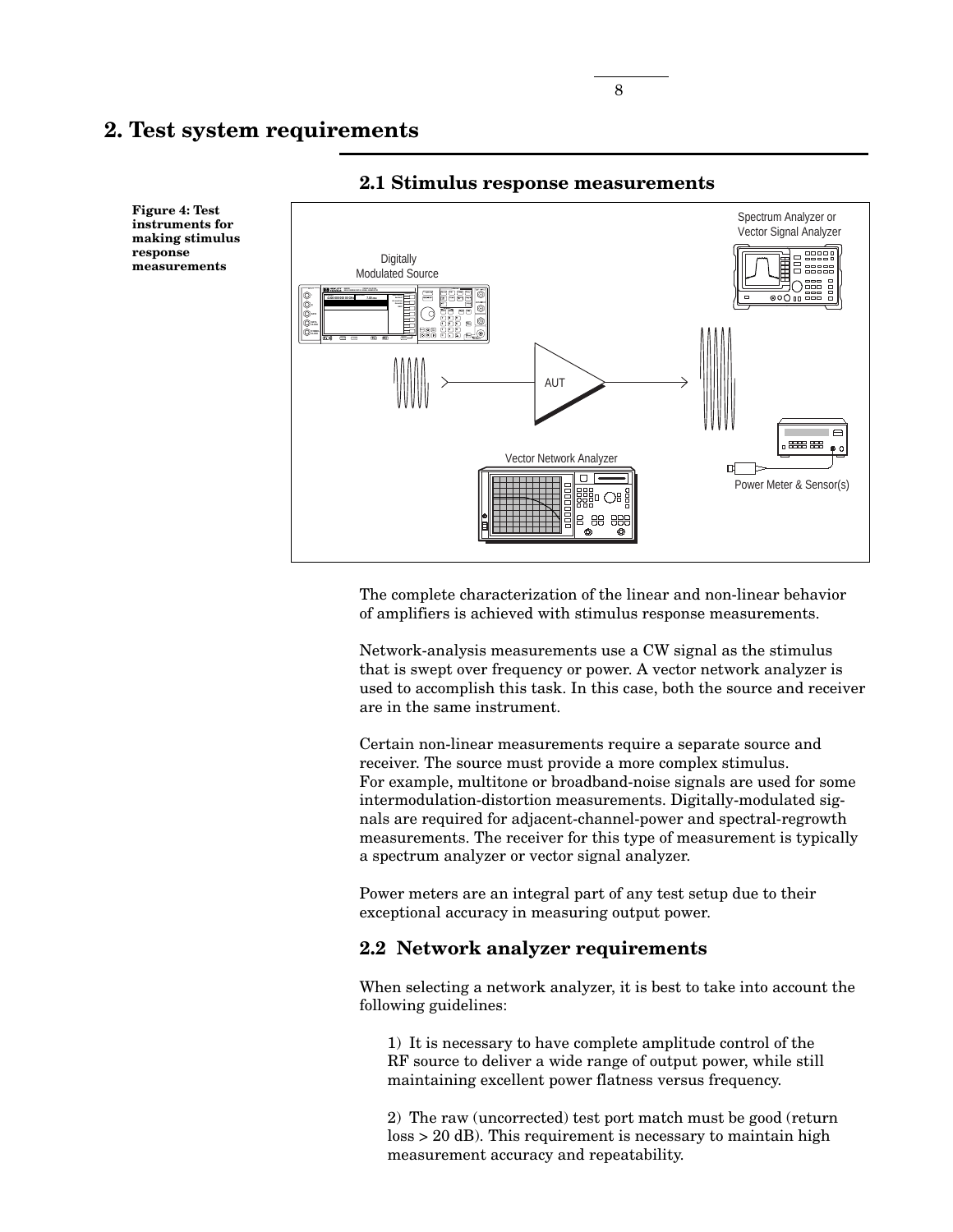# 2. Test system requirements

## 2.1 Stimulus response measurements

**Figure 4: Test instruments for making stimulus response measurements**

The complete characterization of the linear and non-linear behavior of amplifiers is achieved with stimulus response measurements.

Network-analysis measurements use a CW signal as the stimulus that is swept over frequency or power. A vector network analyzer is used to accomplish this task. In this case, both the source and receiver are in the same instrument.

Certain non-linear measurements require a separate source and receiver. The source must provide a more complex stimulus. For example, multitone or broadband-noise signals are used for some intermodulation-distortion measurements. Digitally-modulated signals are required for adjacent-channel-power and spectral-regrowth measurements. The receiver for this type of measurement is typically a spectrum analyzer or vector signal analyzer.

Power meters are an integral part of any test setup due to their exceptional accuracy in measuring output power.

## 2.2 Network analyzer requirements

When selecting a network analyzer, it is best to take into account the following guidelines:

1) It is necessary to have complete amplitude control of the RF source to deliver a wide range of output power, while still maintaining excellent power flatness versus frequency.

2) The raw (uncorrected) test port match must be good (return loss > 20 dB). This requirement is necessary to maintain high measurement accuracy and repeatability.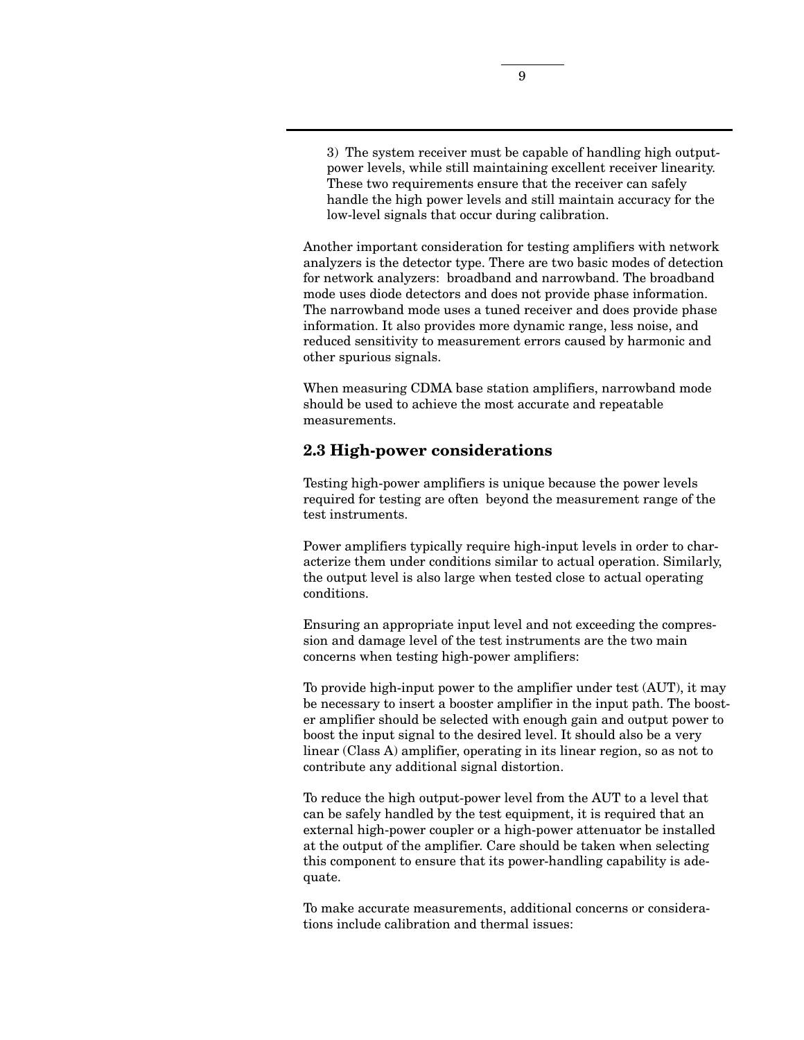3) The system receiver must be capable of handling high output-power levels, while still maintaining excellent receiver linearity. These two requirements ensure that the receiver can safely handle the high power levels and still maintain accuracy for the low-level signals that occur during calibration.

Another important consideration for testing amplifiers with network analyzers is the detector type. There are two basic modes of detection for network analyzers: broadband and narrowband. The broadband mode uses diode detectors and does not provide phase information. The narrowband mode uses a tuned receiver and does provide phase information. It also provides more dynamic range, less noise, and reduced sensitivity to measurement errors caused by harmonic and other spurious signals.

When measuring CDMA base station amplifiers, narrowband mode should be used to achieve the most accurate and repeatable measurements.

## 2.3 High-power considerations

Testing high-power amplifiers is unique because the power levels required for testing are often beyond the measurement range of the test instruments.

Power amplifiers typically require high-input levels in order to characterize them under conditions similar to actual operation. Similarly, the output level is also large when tested close to actual operating conditions.

Ensuring an appropriate input level and not exceeding the compression and damage level of the test instruments are the two main concerns when testing high-power amplifiers:

To provide high-input power to the amplifier under test (AUT), it may be necessary to insert a booster amplifier in the input path. The booster amplifier should be selected with enough gain and output power to boost the input signal to the desired level. It should also be a very linear (Class A) amplifier, operating in its linear region, so as not to contribute any additional signal distortion.

To reduce the high output-power level from the AUT to a level that can be safely handled by the test equipment, it is required that an external high-power coupler or a high-power attenuator be installed at the output of the amplifier. Care should be taken when selecting this component to ensure that its power-handling capability is adequate.

To make accurate measurements, additional concerns or considerations include calibration and thermal issues: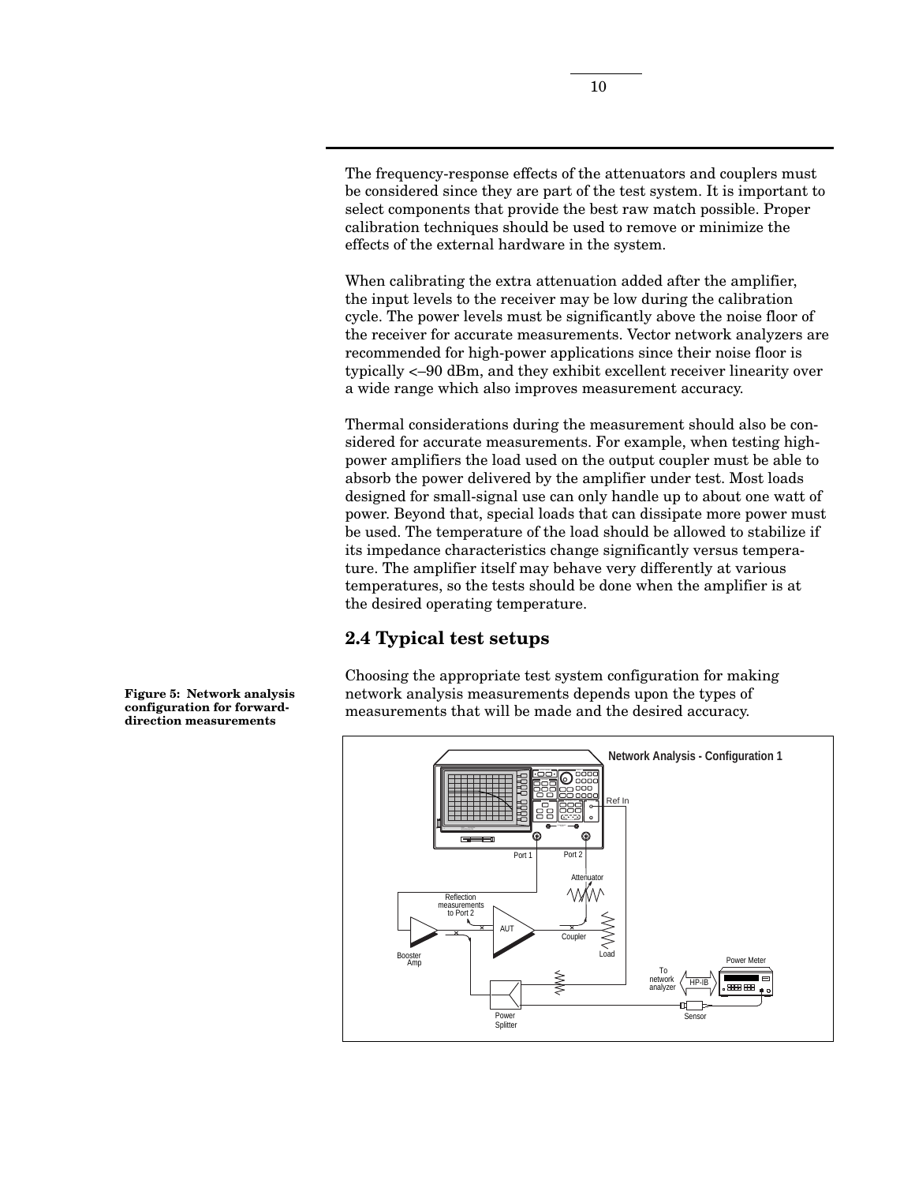The frequency-response effects of the attenuators and couplers must be considered since they are part of the test system. It is important to select components that provide the best raw match possible. Proper calibration techniques should be used to remove or minimize the effects of the external hardware in the system.

When calibrating the extra attenuation added after the amplifier, the input levels to the receiver may be low during the calibration cycle. The power levels must be significantly above the noise floor of the receiver for accurate measurements. Vector network analyzers are recommended for high-power applications since their noise floor is typically <–90 dBm, and they exhibit excellent receiver linearity over a wide range which also improves measurement accuracy.

Thermal considerations during the measurement should also be considered for accurate measurements. For example, when testing high-power amplifiers the load used on the output coupler must be able to absorb the power delivered by the amplifier under test. Most loads designed for small-signal use can only handle up to about one watt of power. Beyond that, special loads that can dissipate more power must be used. The temperature of the load should be allowed to stabilize if its impedance characteristics change significantly versus temperature. The amplifier itself may behave very differently at various temperatures, so the tests should be done when the amplifier is at the desired operating temperature.

## 2.4 Typical test setups

Choosing the appropriate test system configuration for making network analysis measurements depends upon the types of measurements that will be made and the desired accuracy.

**Figure 5: Network analysis configuration for forward-direction measurements**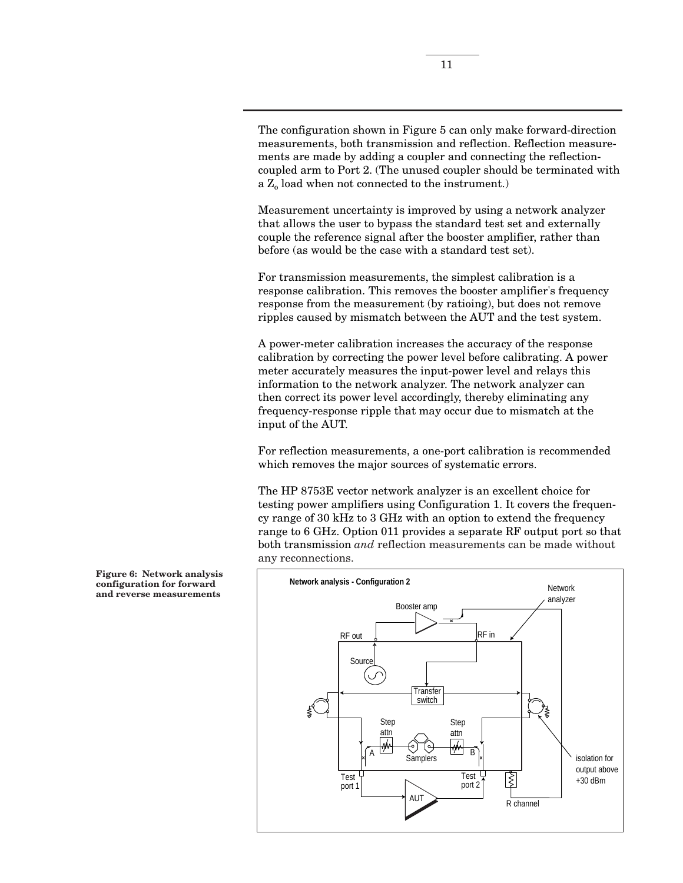The configuration shown in Figure 5 can only make forward-direction measurements, both transmission and reflection. Reflection measurements are made by adding a coupler and connecting the reflection-coupled arm to Port 2. (The unused coupler should be terminated with a $Z_o$ load when not connected to the instrument.)

Measurement uncertainty is improved by using a network analyzer that allows the user to bypass the standard test set and externally couple the reference signal after the booster amplifier, rather than before (as would be the case with a standard test set).

For transmission measurements, the simplest calibration is a response calibration. This removes the booster amplifier's frequency response from the measurement (by ratioing), but does not remove ripples caused by mismatch between the AUT and the test system.

A power-meter calibration increases the accuracy of the response calibration by correcting the power level before calibrating. A power meter accurately measures the input-power level and relays this information to the network analyzer. The network analyzer can then correct its power level accordingly, thereby eliminating any frequency-response ripple that may occur due to mismatch at the input of the AUT.

For reflection measurements, a one-port calibration is recommended which removes the major sources of systematic errors.

The HP 8753E vector network analyzer is an excellent choice for testing power amplifiers using Configuration 1. It covers the frequency range of 30 kHz to 3 GHz with an option to extend the frequency range to 6 GHz. Option 011 provides a separate RF output port so that both transmission *and* reflection measurements can be made without any reconnections.

**Figure 6: Network analysis configuration for forward and reverse measurements**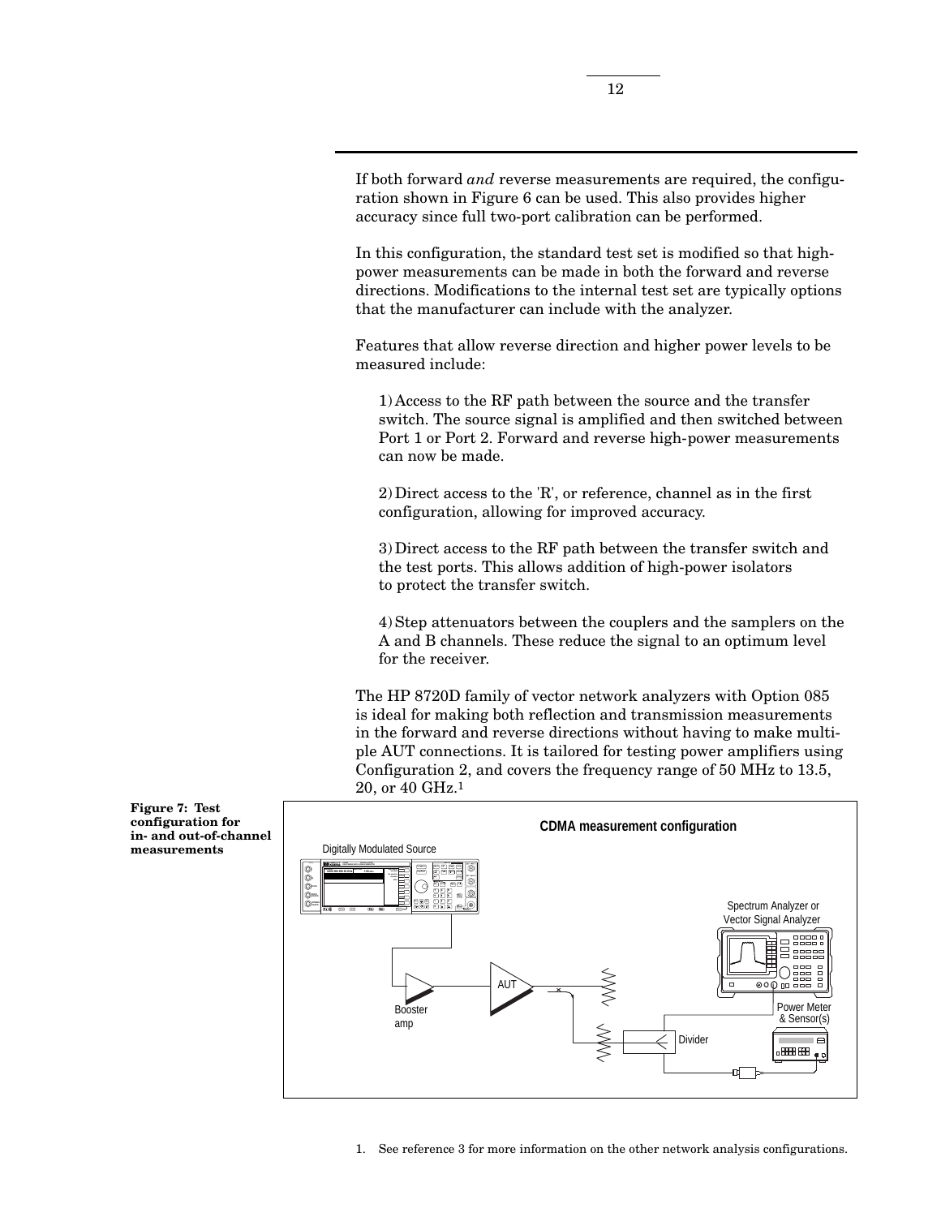If both forward *and* reverse measurements are required, the configuration shown in Figure 6 can be used. This also provides higher accuracy since full two-port calibration can be performed.

In this configuration, the standard test set is modified so that high-power measurements can be made in both the forward and reverse directions. Modifications to the internal test set are typically options that the manufacturer can include with the analyzer.

Features that allow reverse direction and higher power levels to be measured include:

1) Access to the RF path between the source and the transfer switch. The source signal is amplified and then switched between Port 1 or Port 2. Forward and reverse high-power measurements can now be made.

2) Direct access to the 'R', or reference, channel as in the first configuration, allowing for improved accuracy.

3) Direct access to the RF path between the transfer switch and the test ports. This allows addition of high-power isolators to protect the transfer switch.

4) Step attenuators between the couplers and the samplers on the A and B channels. These reduce the signal to an optimum level for the receiver.

The HP 8720D family of vector network analyzers with Option 085 is ideal for making both reflection and transmission measurements in the forward and reverse directions without having to make multiple AUT connections. It is tailored for testing power amplifiers using Configuration 2, and covers the frequency range of 50 MHz to 13.5, 20, or 40 GHz.[1]

**Figure 7: Test configuration for in- and out-of-channel measurements**

1. See reference 3 for more information on the other network analysis configurations.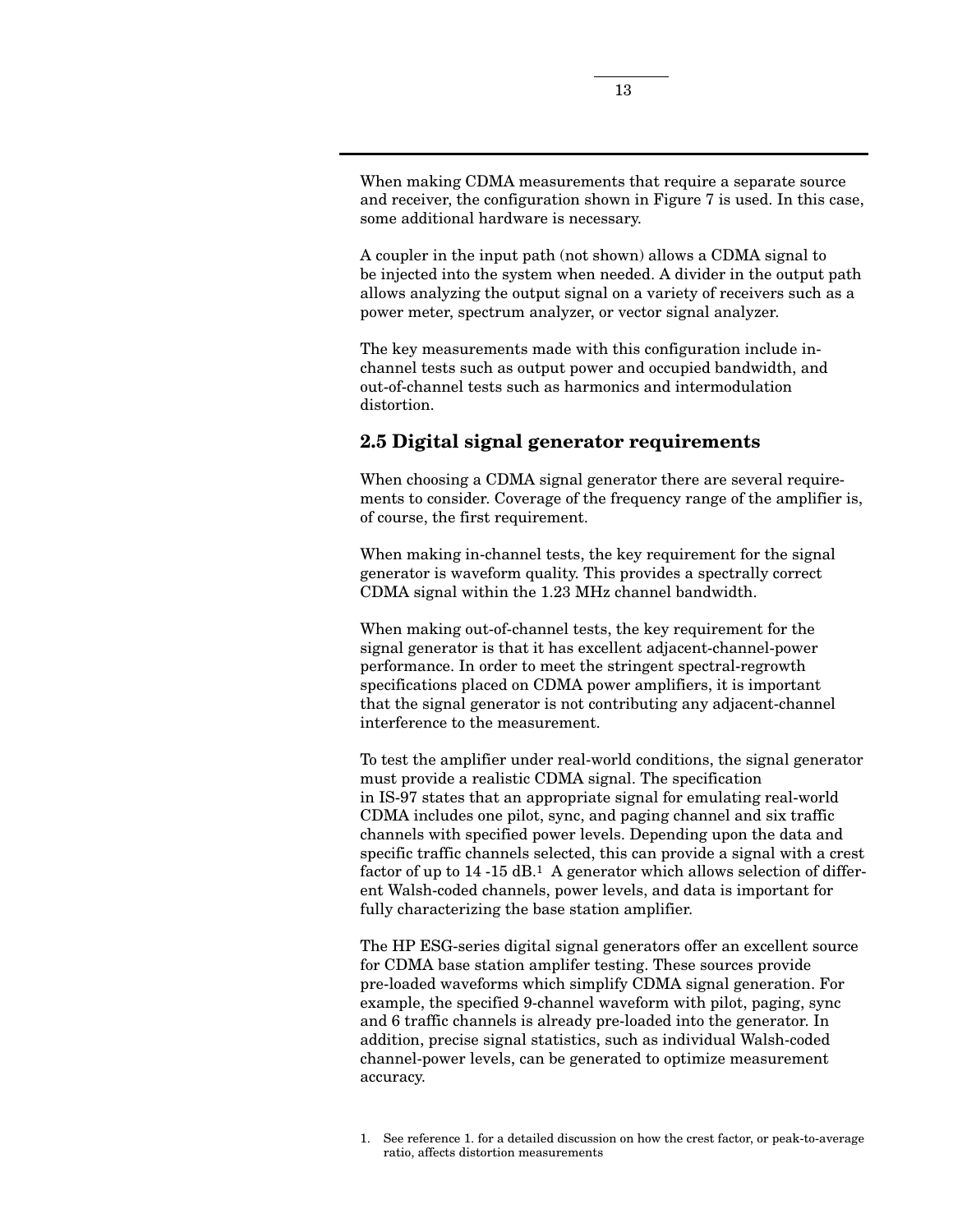When making CDMA measurements that require a separate source and receiver, the configuration shown in Figure 7 is used. In this case, some additional hardware is necessary.

A coupler in the input path (not shown) allows a CDMA signal to be injected into the system when needed. A divider in the output path allows analyzing the output signal on a variety of receivers such as a power meter, spectrum analyzer, or vector signal analyzer.

The key measurements made with this configuration include in-channel tests such as output power and occupied bandwidth, and out-of-channel tests such as harmonics and intermodulation distortion.

## 2.5 Digital signal generator requirements

When choosing a CDMA signal generator there are several requirements to consider. Coverage of the frequency range of the amplifier is, of course, the first requirement.

When making in-channel tests, the key requirement for the signal generator is waveform quality. This provides a spectrally correct CDMA signal within the 1.23 MHz channel bandwidth.

When making out-of-channel tests, the key requirement for the signal generator is that it has excellent adjacent-channel-power performance. In order to meet the stringent spectral-regrowth specifications placed on CDMA power amplifiers, it is important that the signal generator is not contributing any adjacent-channel interference to the measurement.

To test the amplifier under real-world conditions, the signal generator must provide a realistic CDMA signal. The specification in IS-97 states that an appropriate signal for emulating real-world CDMA includes one pilot, sync, and paging channel and six traffic channels with specified power levels. Depending upon the data and specific traffic channels selected, this can provide a signal with a crest factor of up to 14 -15 dB.[1] A generator which allows selection of different Walsh-coded channels, power levels, and data is important for fully characterizing the base station amplifier.

The HP ESG-series digital signal generators offer an excellent source for CDMA base station amplifer testing. These sources provide pre-loaded waveforms which simplify CDMA signal generation. For example, the specified 9-channel waveform with pilot, paging, sync and 6 traffic channels is already pre-loaded into the generator. In addition, precise signal statistics, such as individual Walsh-coded channel-power levels, can be generated to optimize measurement accuracy.

1. See reference 1. for a detailed discussion on how the crest factor, or peak-to-average ratio, affects distortion measurements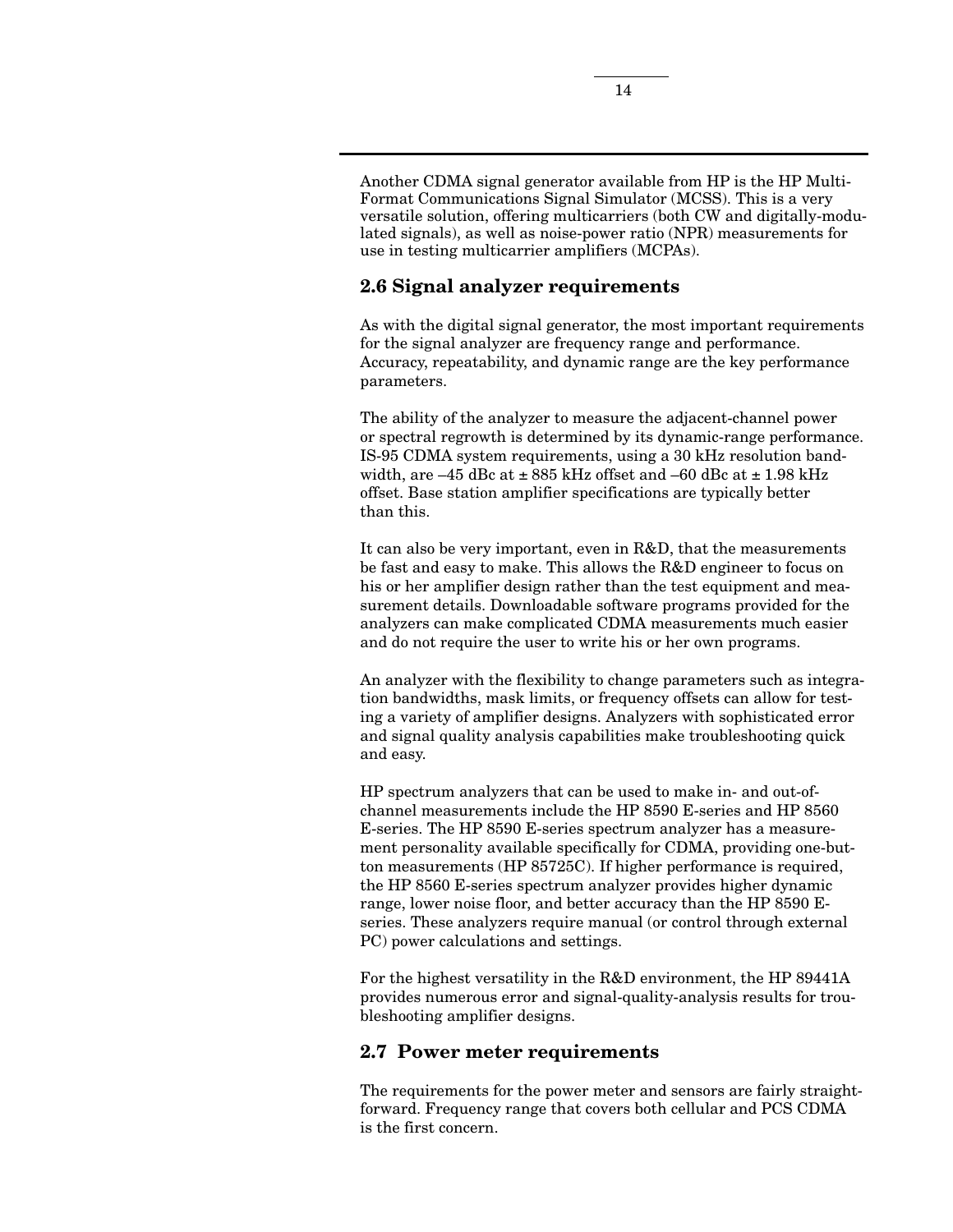Another CDMA signal generator available from HP is the HP Multi-Format Communications Signal Simulator (MCSS). This is a very versatile solution, offering multicarriers (both CW and digitally-modulated signals), as well as noise-power ratio (NPR) measurements for use in testing multicarrier amplifiers (MCPAs).

## 2.6 Signal analyzer requirements

As with the digital signal generator, the most important requirements for the signal analyzer are frequency range and performance. Accuracy, repeatability, and dynamic range are the key performance parameters.

The ability of the analyzer to measure the adjacent-channel power or spectral regrowth is determined by its dynamic-range performance. IS-95 CDMA system requirements, using a 30 kHz resolution bandwidth, are –45 dBc at ± 885 kHz offset and –60 dBc at ± 1.98 kHz offset. Base station amplifier specifications are typically better than this.

It can also be very important, even in R&D, that the measurements be fast and easy to make. This allows the R&D engineer to focus on his or her amplifier design rather than the test equipment and measurement details. Downloadable software programs provided for the analyzers can make complicated CDMA measurements much easier and do not require the user to write his or her own programs.

An analyzer with the flexibility to change parameters such as integration bandwidths, mask limits, or frequency offsets can allow for testing a variety of amplifier designs. Analyzers with sophisticated error and signal quality analysis capabilities make troubleshooting quick and easy.

HP spectrum analyzers that can be used to make in- and out-of-channel measurements include the HP 8590 E-series and HP 8560 E-series. The HP 8590 E-series spectrum analyzer has a measurement personality available specifically for CDMA, providing one-button measurements (HP 85725C). If higher performance is required, the HP 8560 E-series spectrum analyzer provides higher dynamic range, lower noise floor, and better accuracy than the HP 8590 E-series. These analyzers require manual (or control through external PC) power calculations and settings.

For the highest versatility in the R&D environment, the HP 89441A provides numerous error and signal-quality-analysis results for troubleshooting amplifier designs.

## 2.7 Power meter requirements

The requirements for the power meter and sensors are fairly straightforward. Frequency range that covers both cellular and PCS CDMA is the first concern.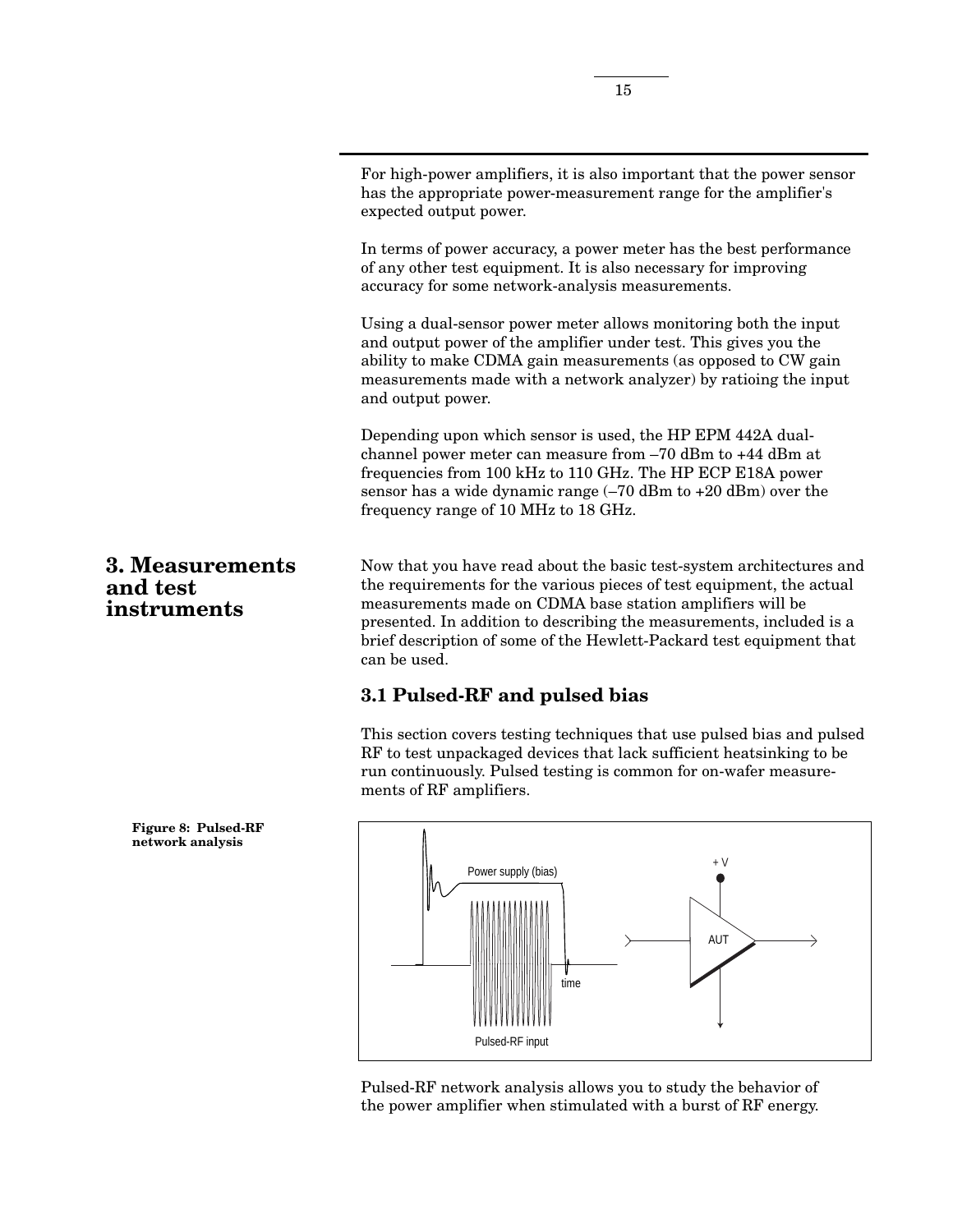For high-power amplifiers, it is also important that the power sensor has the appropriate power-measurement range for the amplifier's expected output power.

In terms of power accuracy, a power meter has the best performance of any other test equipment. It is also necessary for improving accuracy for some network-analysis measurements.

Using a dual-sensor power meter allows monitoring both the input and output power of the amplifier under test. This gives you the ability to make CDMA gain measurements (as opposed to CW gain measurements made with a network analyzer) by ratioing the input and output power.

Depending upon which sensor is used, the HP EPM 442A dual-channel power meter can measure from –70 dBm to +44 dBm at frequencies from 100 kHz to 110 GHz. The HP ECP E18A power sensor has a wide dynamic range (–70 dBm to +20 dBm) over the frequency range of 10 MHz to 18 GHz.

# 3. Measurements and test instruments

Now that you have read about the basic test-system architectures and the requirements for the various pieces of test equipment, the actual measurements made on CDMA base station amplifiers will be presented. In addition to describing the measurements, included is a brief description of some of the Hewlett-Packard test equipment that can be used.

## 3.1 Pulsed-RF and pulsed bias

This section covers testing techniques that use pulsed bias and pulsed RF to test unpackaged devices that lack sufficient heatsinking to be run continuously. Pulsed testing is common for on-wafer measurements of RF amplifiers.

**Figure 8: Pulsed-RF network analysis**

Pulsed-RF network analysis allows you to study the behavior of the power amplifier when stimulated with a burst of RF energy.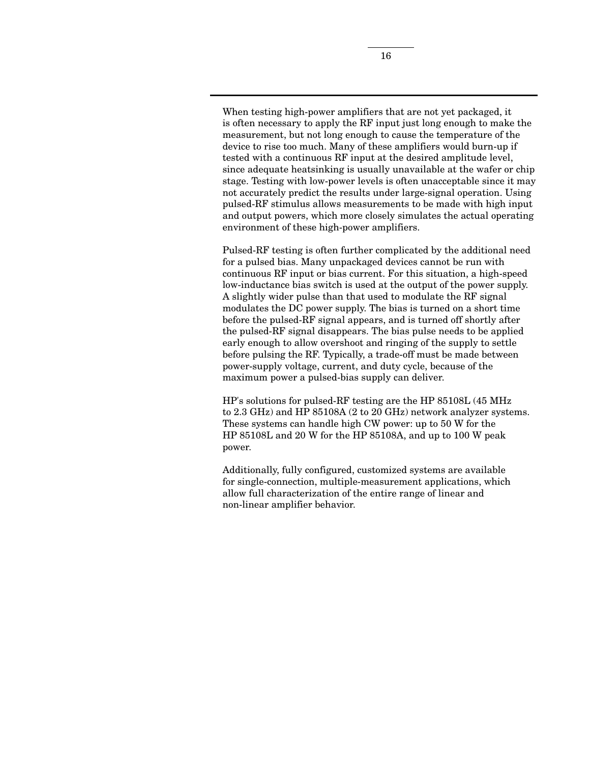When testing high-power amplifiers that are not yet packaged, it is often necessary to apply the RF input just long enough to make the measurement, but not long enough to cause the temperature of the device to rise too much. Many of these amplifiers would burn-up if tested with a continuous RF input at the desired amplitude level, since adequate heatsinking is usually unavailable at the wafer or chip stage. Testing with low-power levels is often unacceptable since it may not accurately predict the results under large-signal operation. Using pulsed-RF stimulus allows measurements to be made with high input and output powers, which more closely simulates the actual operating environment of these high-power amplifiers.

Pulsed-RF testing is often further complicated by the additional need for a pulsed bias. Many unpackaged devices cannot be run with continuous RF input or bias current. For this situation, a high-speed low-inductance bias switch is used at the output of the power supply. A slightly wider pulse than that used to modulate the RF signal modulates the DC power supply. The bias is turned on a short time before the pulsed-RF signal appears, and is turned off shortly after the pulsed-RF signal disappears. The bias pulse needs to be applied early enough to allow overshoot and ringing of the supply to settle before pulsing the RF. Typically, a trade-off must be made between power-supply voltage, current, and duty cycle, because of the maximum power a pulsed-bias supply can deliver.

HP's solutions for pulsed-RF testing are the HP 85108L (45 MHz to 2.3 GHz) and HP 85108A (2 to 20 GHz) network analyzer systems. These systems can handle high CW power: up to 50 W for the HP 85108L and 20 W for the HP 85108A, and up to 100 W peak power.

Additionally, fully configured, customized systems are available for single-connection, multiple-measurement applications, which allow full characterization of the entire range of linear and non-linear amplifier behavior.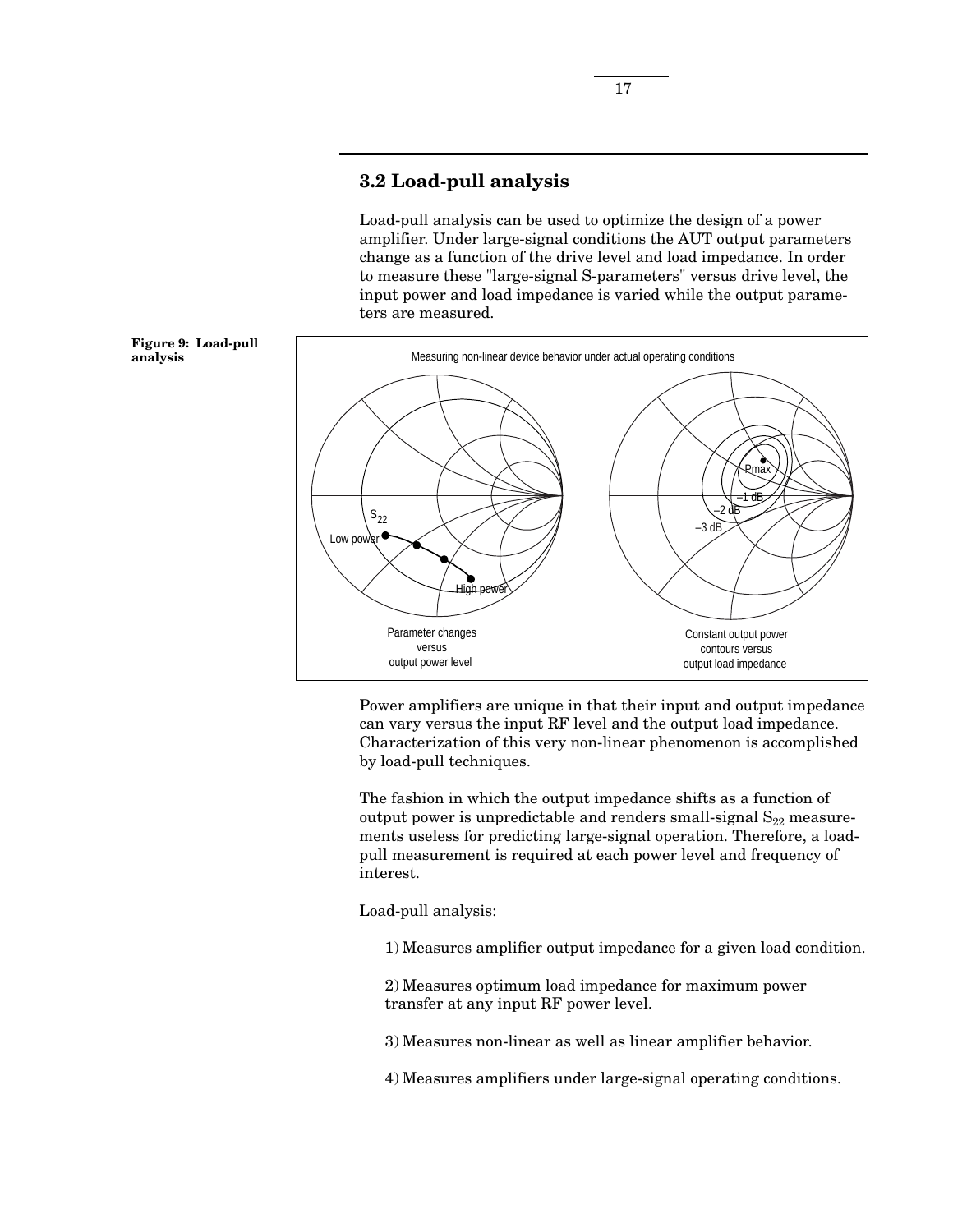## 3.2 Load-pull analysis

Load-pull analysis can be used to optimize the design of a power amplifier. Under large-signal conditions the AUT output parameters change as a function of the drive level and load impedance. In order to measure these "large-signal S-parameters" versus drive level, the input power and load impedance is varied while the output parameters are measured.

**Figure 9: Load-pull analysis**

Power amplifiers are unique in that their input and output impedance can vary versus the input RF level and the output load impedance. Characterization of this very non-linear phenomenon is accomplished by load-pull techniques.

The fashion in which the output impedance shifts as a function of output power is unpredictable and renders small-signal $S_{22}$ measurements useless for predicting large-signal operation. Therefore, a load-pull measurement is required at each power level and frequency of interest.

Load-pull analysis:

1) Measures amplifier output impedance for a given load condition.

2) Measures optimum load impedance for maximum power transfer at any input RF power level.

3) Measures non-linear as well as linear amplifier behavior.

4) Measures amplifiers under large-signal operating conditions.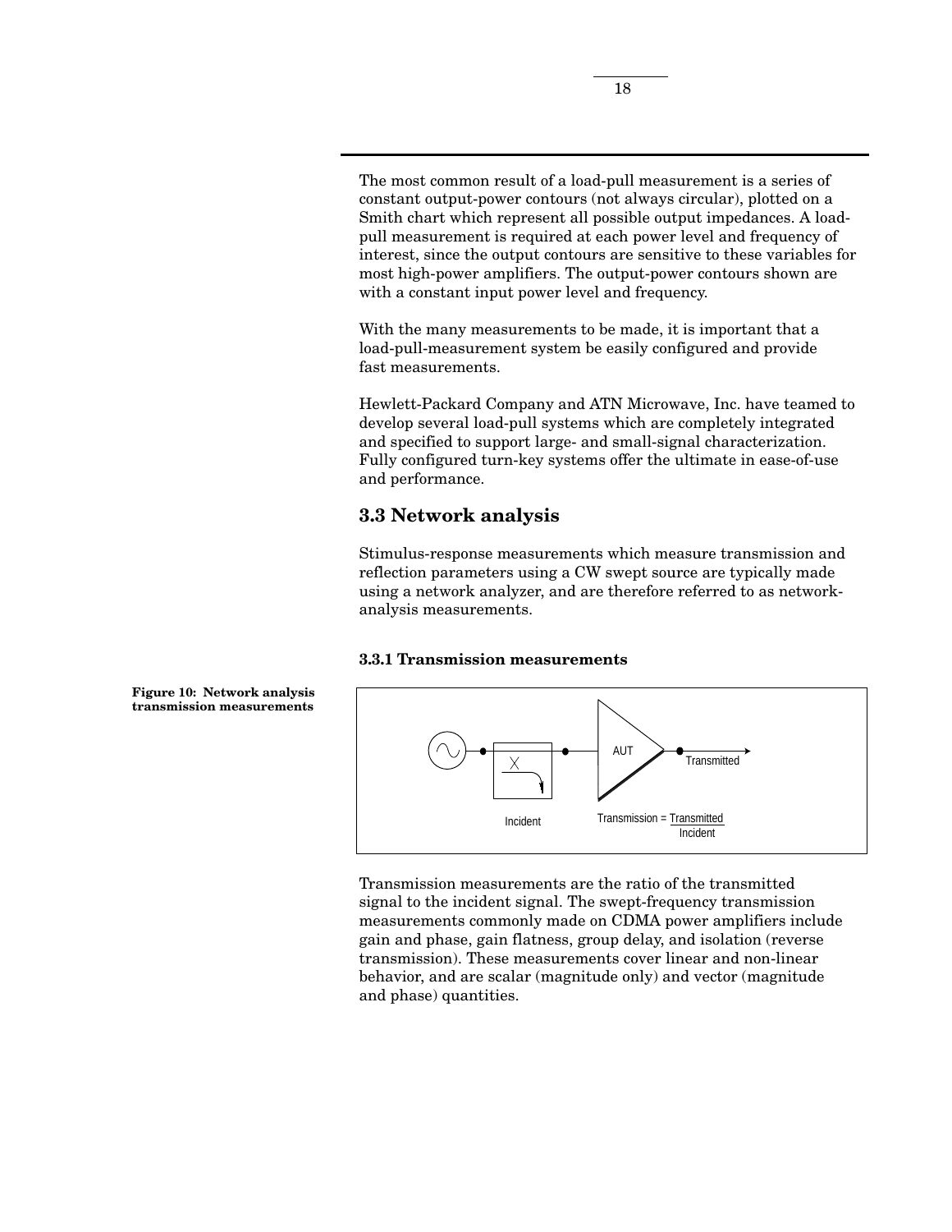The most common result of a load-pull measurement is a series of constant output-power contours (not always circular), plotted on a Smith chart which represent all possible output impedances. A load-pull measurement is required at each power level and frequency of interest, since the output contours are sensitive to these variables for most high-power amplifiers. The output-power contours shown are with a constant input power level and frequency.

With the many measurements to be made, it is important that a load-pull-measurement system be easily configured and provide fast measurements.

Hewlett-Packard Company and ATN Microwave, Inc. have teamed to develop several load-pull systems which are completely integrated and specified to support large- and small-signal characterization. Fully configured turn-key systems offer the ultimate in ease-of-use and performance.

## 3.3 Network analysis

Stimulus-response measurements which measure transmission and reflection parameters using a CW swept source are typically made using a network analyzer, and are therefore referred to as network-analysis measurements.

### 3.3.1 Transmission measurements

**Figure 10: Network analysis transmission measurements**

AUT

Transmitted

Incident

$$\text{Transmission} = \frac{\text{Transmitted}}{\text{Incident}}$$

Transmission measurements are the ratio of the transmitted signal to the incident signal. The swept-frequency transmission measurements commonly made on CDMA power amplifiers include gain and phase, gain flatness, group delay, and isolation (reverse transmission). These measurements cover linear and non-linear behavior, and are scalar (magnitude only) and vector (magnitude and phase) quantities.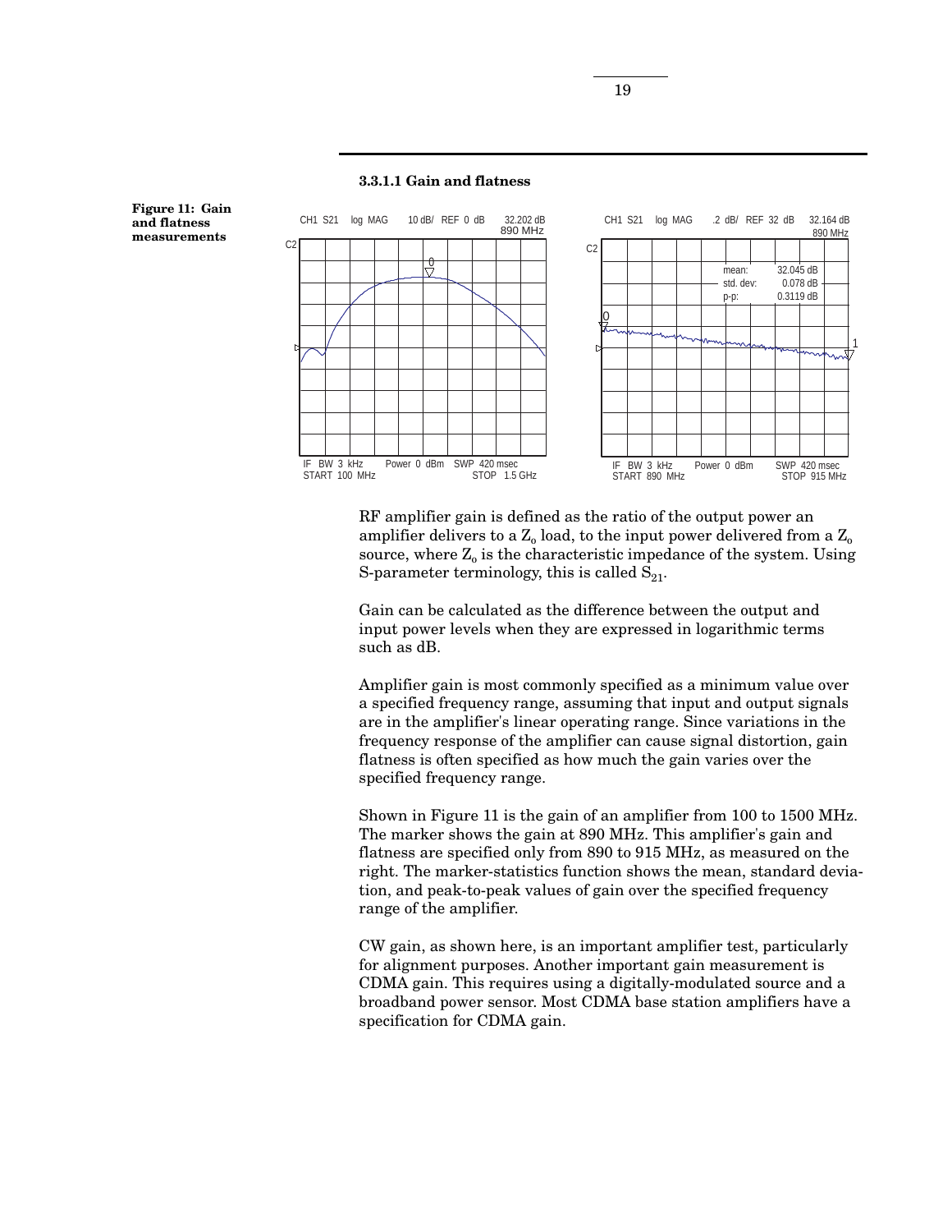#### 3.3.1.1 Gain and flatness

**Figure 11: Gain and flatness measurements**

RF amplifier gain is defined as the ratio of the output power an amplifier delivers to a $Z_o$ load, to the input power delivered from a $Z_o$ source, where $Z_o$ is the characteristic impedance of the system. Using S-parameter terminology, this is called $S_{21}$.

Gain can be calculated as the difference between the output and input power levels when they are expressed in logarithmic terms such as dB.

Amplifier gain is most commonly specified as a minimum value over a specified frequency range, assuming that input and output signals are in the amplifier's linear operating range. Since variations in the frequency response of the amplifier can cause signal distortion, gain flatness is often specified as how much the gain varies over the specified frequency range.

Shown in Figure 11 is the gain of an amplifier from 100 to 1500 MHz. The marker shows the gain at 890 MHz. This amplifier's gain and flatness are specified only from 890 to 915 MHz, as measured on the right. The marker-statistics function shows the mean, standard deviation, and peak-to-peak values of gain over the specified frequency range of the amplifier.

CW gain, as shown here, is an important amplifier test, particularly for alignment purposes. Another important gain measurement is CDMA gain. This requires using a digitally-modulated source and a broadband power sensor. Most CDMA base station amplifiers have a specification for CDMA gain.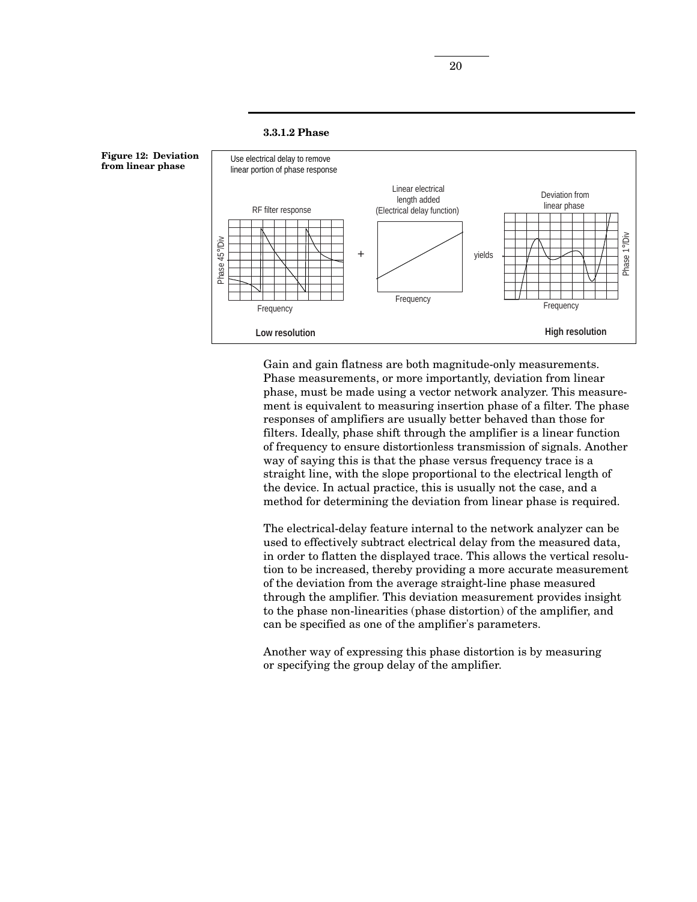#### 3.3.1.2 Phase

**Figure 12: Deviation from linear phase**

Gain and gain flatness are both magnitude-only measurements. Phase measurements, or more importantly, deviation from linear phase, must be made using a vector network analyzer. This measurement is equivalent to measuring insertion phase of a filter. The phase responses of amplifiers are usually better behaved than those for filters. Ideally, phase shift through the amplifier is a linear function of frequency to ensure distortionless transmission of signals. Another way of saying this is that the phase versus frequency trace is a straight line, with the slope proportional to the electrical length of the device. In actual practice, this is usually not the case, and a method for determining the deviation from linear phase is required.

The electrical-delay feature internal to the network analyzer can be used to effectively subtract electrical delay from the measured data, in order to flatten the displayed trace. This allows the vertical resolution to be increased, thereby providing a more accurate measurement of the deviation from the average straight-line phase measured through the amplifier. This deviation measurement provides insight to the phase non-linearities (phase distortion) of the amplifier, and can be specified as one of the amplifier's parameters.

Another way of expressing this phase distortion is by measuring or specifying the group delay of the amplifier.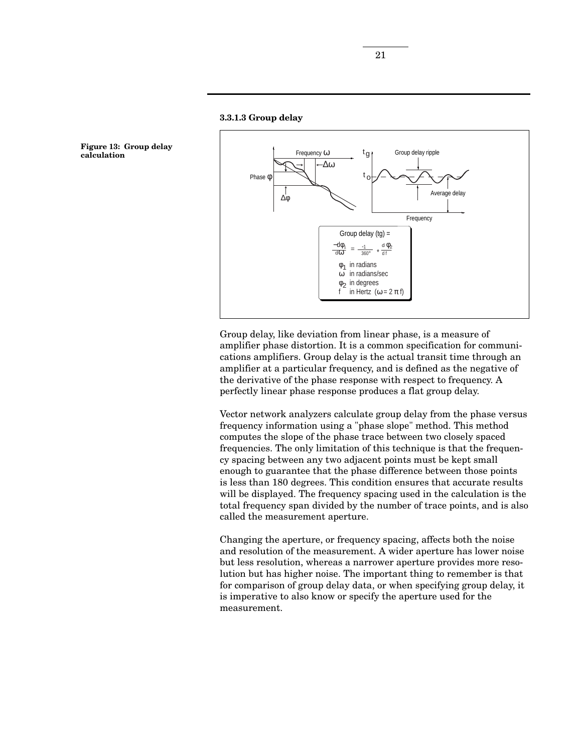#### 3.3.1.3 Group delay

**Figure 13: Group delay calculation**

Group delay (tg) =

$$-\frac{d\varphi_1}{d\omega} = \frac{-1}{360°} * \frac{d\,\varphi_2}{d\,f}$$

$\varphi_1$ in radians
$\omega$ in radians/sec
$\varphi_2$ in degrees
f in Hertz ($\omega = 2\,\pi\,f$)

Group delay, like deviation from linear phase, is a measure of amplifier phase distortion. It is a common specification for communications amplifiers. Group delay is the actual transit time through an amplifier at a particular frequency, and is defined as the negative of the derivative of the phase response with respect to frequency. A perfectly linear phase response produces a flat group delay.

Vector network analyzers calculate group delay from the phase versus frequency information using a "phase slope" method. This method computes the slope of the phase trace between two closely spaced frequencies. The only limitation of this technique is that the frequency spacing between any two adjacent points must be kept small enough to guarantee that the phase difference between those points is less than 180 degrees. This condition ensures that accurate results will be displayed. The frequency spacing used in the calculation is the total frequency span divided by the number of trace points, and is also called the measurement aperture.

Changing the aperture, or frequency spacing, affects both the noise and resolution of the measurement. A wider aperture has lower noise but less resolution, whereas a narrower aperture provides more resolution but has higher noise. The important thing to remember is that for comparison of group delay data, or when specifying group delay, it is imperative to also know or specify the aperture used for the measurement.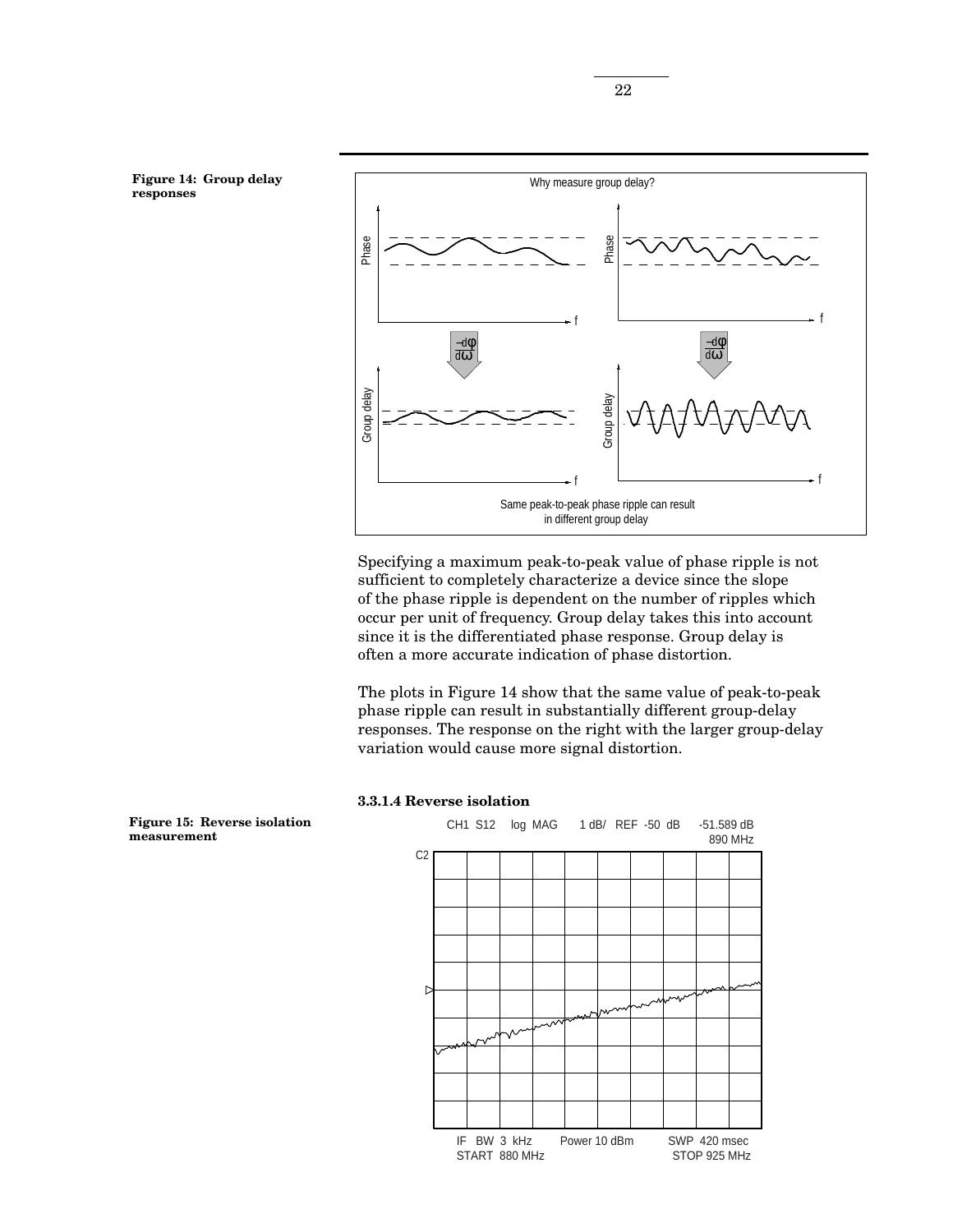**Figure 14: Group delay responses**

Specifying a maximum peak-to-peak value of phase ripple is not sufficient to completely characterize a device since the slope of the phase ripple is dependent on the number of ripples which occur per unit of frequency. Group delay takes this into account since it is the differentiated phase response. Group delay is often a more accurate indication of phase distortion.

The plots in Figure 14 show that the same value of peak-to-peak phase ripple can result in substantially different group-delay responses. The response on the right with the larger group-delay variation would cause more signal distortion.

#### 3.3.1.4 Reverse isolation

**Figure 15: Reverse isolation measurement**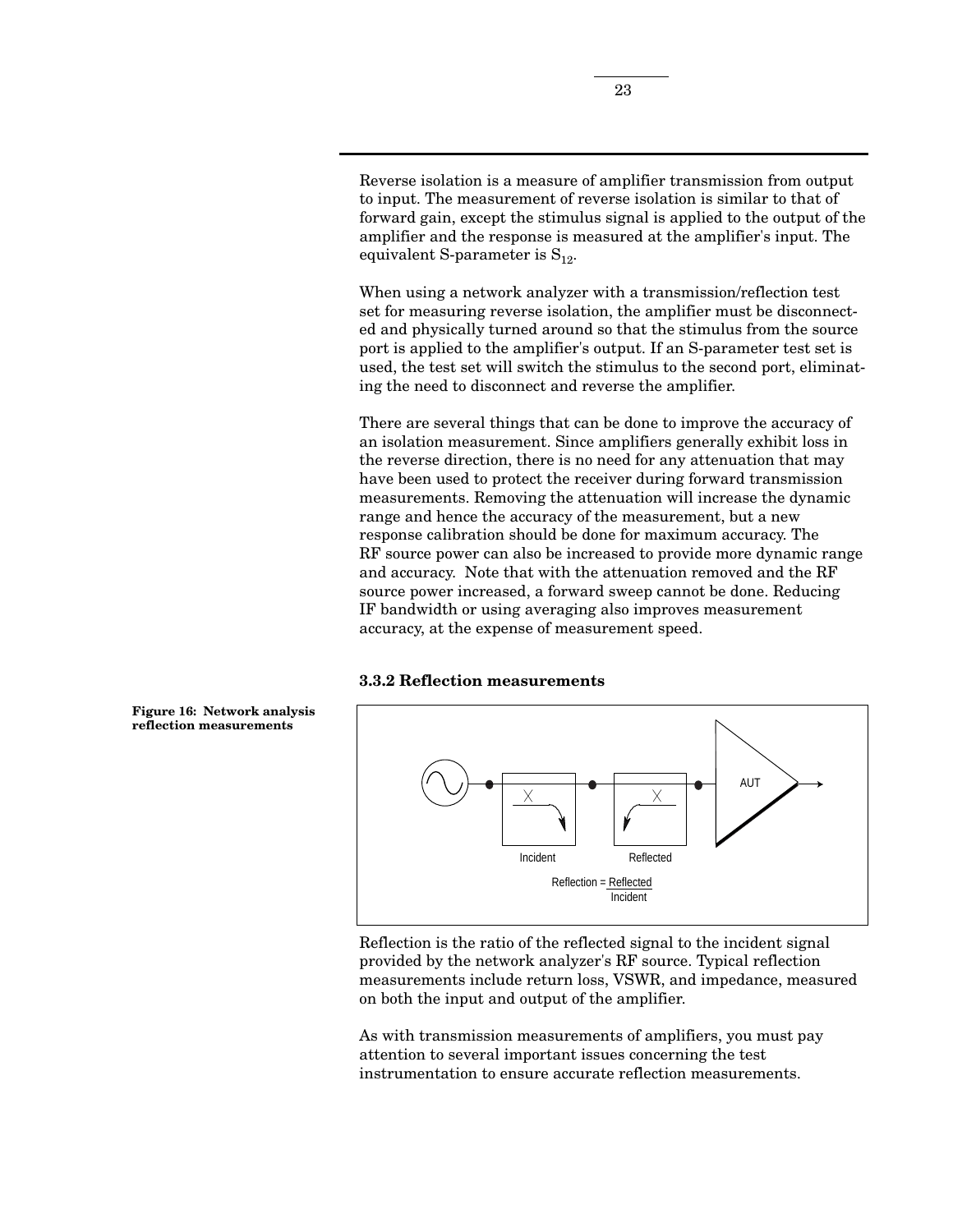Reverse isolation is a measure of amplifier transmission from output to input. The measurement of reverse isolation is similar to that of forward gain, except the stimulus signal is applied to the output of the amplifier and the response is measured at the amplifier's input. The equivalent S-parameter is $S_{12}$.

When using a network analyzer with a transmission/reflection test set for measuring reverse isolation, the amplifier must be disconnected and physically turned around so that the stimulus from the source port is applied to the amplifier's output. If an S-parameter test set is used, the test set will switch the stimulus to the second port, eliminating the need to disconnect and reverse the amplifier.

There are several things that can be done to improve the accuracy of an isolation measurement. Since amplifiers generally exhibit loss in the reverse direction, there is no need for any attenuation that may have been used to protect the receiver during forward transmission measurements. Removing the attenuation will increase the dynamic range and hence the accuracy of the measurement, but a new response calibration should be done for maximum accuracy. The RF source power can also be increased to provide more dynamic range and accuracy. Note that with the attenuation removed and the RF source power increased, a forward sweep cannot be done. Reducing IF bandwidth or using averaging also improves measurement accuracy, at the expense of measurement speed.

### 3.3.2 Reflection measurements

**Figure 16: Network analysis reflection measurements**

Reflection is the ratio of the reflected signal to the incident signal provided by the network analyzer's RF source. Typical reflection measurements include return loss, VSWR, and impedance, measured on both the input and output of the amplifier.

As with transmission measurements of amplifiers, you must pay attention to several important issues concerning the test instrumentation to ensure accurate reflection measurements.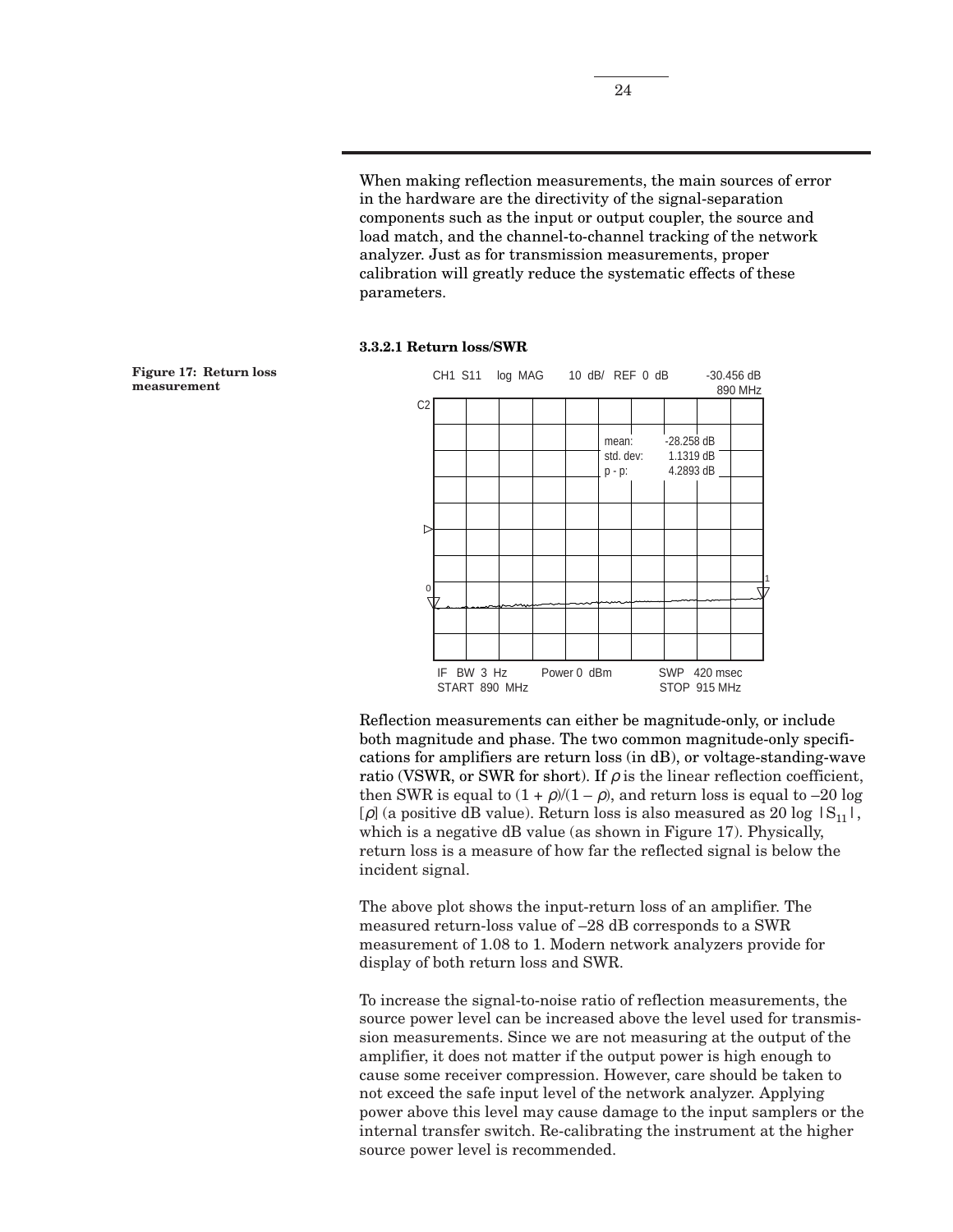When making reflection measurements, the main sources of error in the hardware are the directivity of the signal-separation components such as the input or output coupler, the source and load match, and the channel-to-channel tracking of the network analyzer. Just as for transmission measurements, proper calibration will greatly reduce the systematic effects of these parameters.

#### 3.3.2.1 Return loss/SWR

**Figure 17: Return loss measurement**

CH1 S11 log MAG 10 dB/ REF 0 dB -30.456 dB 890 MHz

mean: -28.258 dB
std. dev: 1.1319 dB
p - p: 4.2893 dB

IF BW 3 Hz Power 0 dBm SWP 420 msec
START 890 MHz STOP 915 MHz

Reflection measurements can either be magnitude-only, or include both magnitude and phase. The two common magnitude-only specifications for amplifiers are return loss (in dB), or voltage-standing-wave ratio (VSWR, or SWR for short). If $\rho$ is the linear reflection coefficient, then SWR is equal to $(1 + \rho)/(1 - \rho)$, and return loss is equal to $-20 \log [\rho]$ (a positive dB value). Return loss is also measured as $20 \log |S_{11}|$, which is a negative dB value (as shown in Figure 17). Physically, return loss is a measure of how far the reflected signal is below the incident signal.

The above plot shows the input-return loss of an amplifier. The measured return-loss value of –28 dB corresponds to a SWR measurement of 1.08 to 1. Modern network analyzers provide for display of both return loss and SWR.

To increase the signal-to-noise ratio of reflection measurements, the source power level can be increased above the level used for transmission measurements. Since we are not measuring at the output of the amplifier, it does not matter if the output power is high enough to cause some receiver compression. However, care should be taken to not exceed the safe input level of the network analyzer. Applying power above this level may cause damage to the input samplers or the internal transfer switch. Re-calibrating the instrument at the higher source power level is recommended.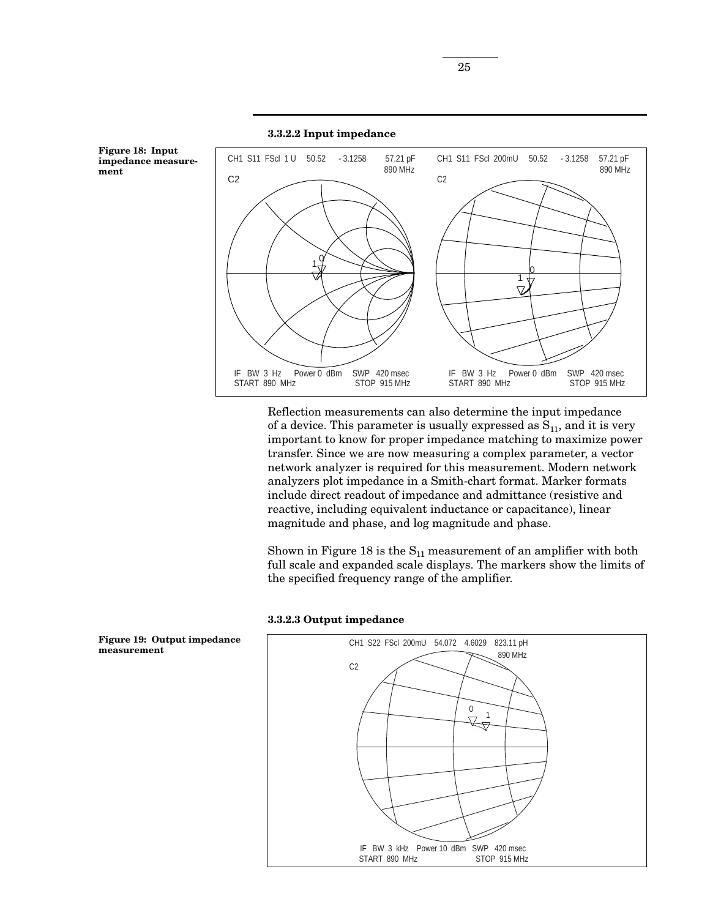### 3.3.2.2 Input impedance

**Figure 18: Input impedance measurement**

Reflection measurements can also determine the input impedance of a device. This parameter is usually expressed as $S_{11}$, and it is very important to know for proper impedance matching to maximize power transfer. Since we are now measuring a complex parameter, a vector network analyzer is required for this measurement. Modern network analyzers plot impedance in a Smith-chart format. Marker formats include direct readout of impedance and admittance (resistive and reactive, including equivalent inductance or capacitance), linear magnitude and phase, and log magnitude and phase.

Shown in Figure 18 is the $S_{11}$ measurement of an amplifier with both full scale and expanded scale displays. The markers show the limits of the specified frequency range of the amplifier.

### 3.3.2.3 Output impedance

**Figure 19: Output impedance measurement**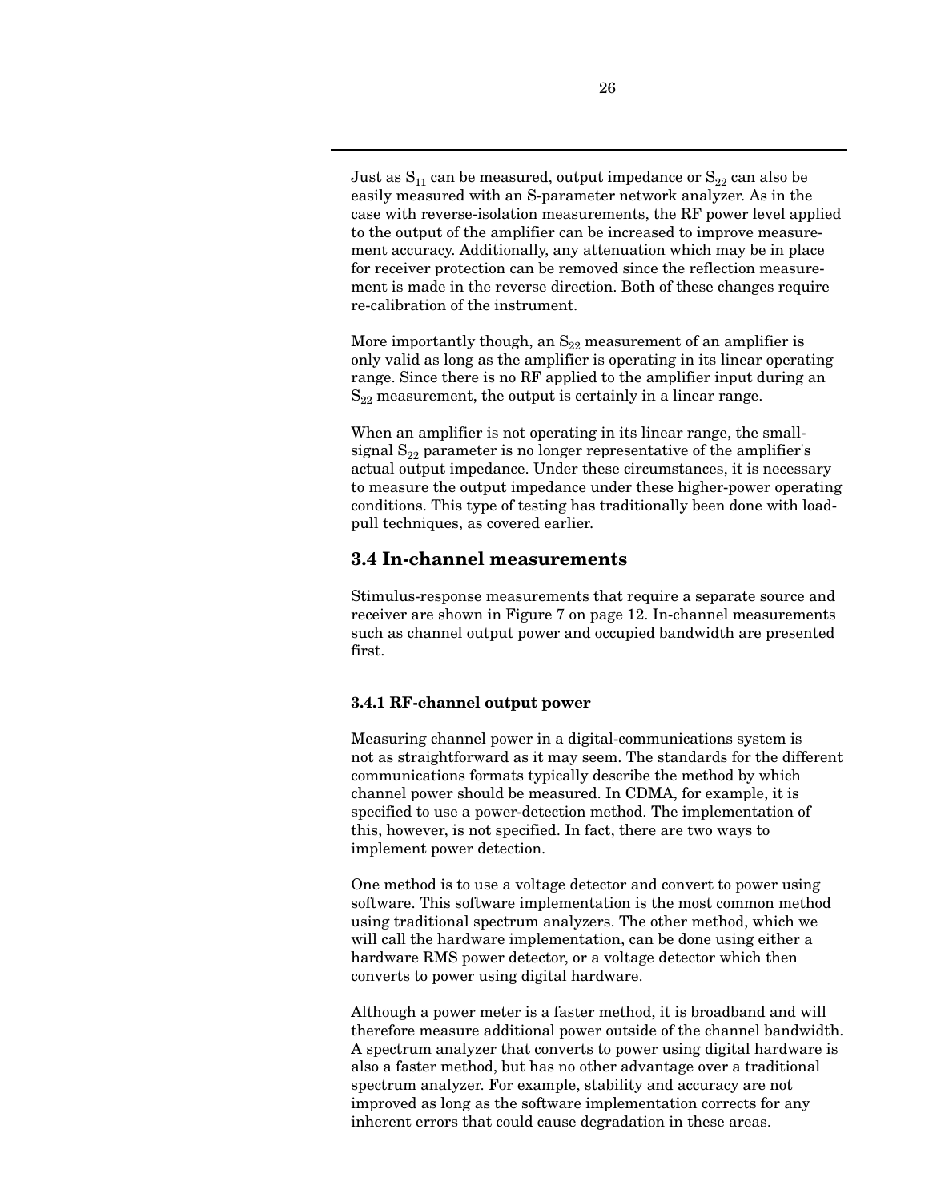Just as $S_{11}$ can be measured, output impedance or $S_{22}$ can also be easily measured with an S-parameter network analyzer. As in the case with reverse-isolation measurements, the RF power level applied to the output of the amplifier can be increased to improve measurement accuracy. Additionally, any attenuation which may be in place for receiver protection can be removed since the reflection measurement is made in the reverse direction. Both of these changes require re-calibration of the instrument.

More importantly though, an $S_{22}$ measurement of an amplifier is only valid as long as the amplifier is operating in its linear operating range. Since there is no RF applied to the amplifier input during an $S_{22}$ measurement, the output is certainly in a linear range.

When an amplifier is not operating in its linear range, the small-signal $S_{22}$ parameter is no longer representative of the amplifier's actual output impedance. Under these circumstances, it is necessary to measure the output impedance under these higher-power operating conditions. This type of testing has traditionally been done with load-pull techniques, as covered earlier.

## 3.4 In-channel measurements

Stimulus-response measurements that require a separate source and receiver are shown in Figure 7 on page 12. In-channel measurements such as channel output power and occupied bandwidth are presented first.

### 3.4.1 RF-channel output power

Measuring channel power in a digital-communications system is not as straightforward as it may seem. The standards for the different communications formats typically describe the method by which channel power should be measured. In CDMA, for example, it is specified to use a power-detection method. The implementation of this, however, is not specified. In fact, there are two ways to implement power detection.

One method is to use a voltage detector and convert to power using software. This software implementation is the most common method using traditional spectrum analyzers. The other method, which we will call the hardware implementation, can be done using either a hardware RMS power detector, or a voltage detector which then converts to power using digital hardware.

Although a power meter is a faster method, it is broadband and will therefore measure additional power outside of the channel bandwidth. A spectrum analyzer that converts to power using digital hardware is also a faster method, but has no other advantage over a traditional spectrum analyzer. For example, stability and accuracy are not improved as long as the software implementation corrects for any inherent errors that could cause degradation in these areas.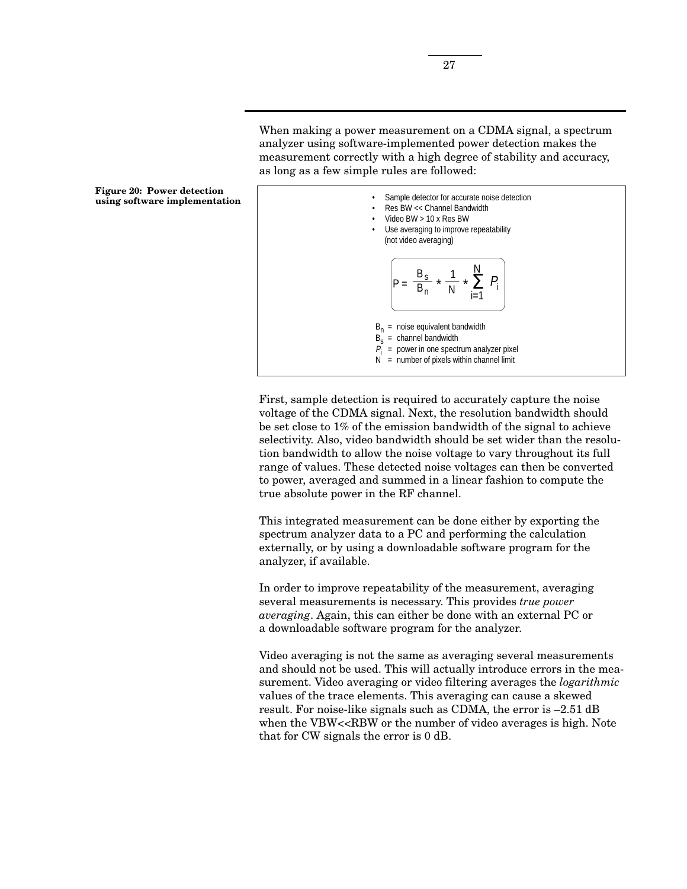When making a power measurement on a CDMA signal, a spectrum analyzer using software-implemented power detection makes the measurement correctly with a high degree of stability and accuracy, as long as a few simple rules are followed:

**Figure 20: Power detection using software implementation**

- Sample detector for accurate noise detection
- Res BW << Channel Bandwidth
- Video BW > 10 x Res BW
- Use averaging to improve repeatability (not video averaging)

$$P = \frac{B_s}{B_n} * \frac{1}{N} * \sum_{i=1}^{N} P_i$$

$B_n$ = noise equivalent bandwidth
$B_s$ = channel bandwidth
$P_i$ = power in one spectrum analyzer pixel
N = number of pixels within channel limit

First, sample detection is required to accurately capture the noise voltage of the CDMA signal. Next, the resolution bandwidth should be set close to 1% of the emission bandwidth of the signal to achieve selectivity. Also, video bandwidth should be set wider than the resolution bandwidth to allow the noise voltage to vary throughout its full range of values. These detected noise voltages can then be converted to power, averaged and summed in a linear fashion to compute the true absolute power in the RF channel.

This integrated measurement can be done either by exporting the spectrum analyzer data to a PC and performing the calculation externally, or by using a downloadable software program for the analyzer, if available.

In order to improve repeatability of the measurement, averaging several measurements is necessary. This provides *true power averaging*. Again, this can either be done with an external PC or a downloadable software program for the analyzer.

Video averaging is not the same as averaging several measurements and should not be used. This will actually introduce errors in the measurement. Video averaging or video filtering averages the *logarithmic* values of the trace elements. This averaging can cause a skewed result. For noise-like signals such as CDMA, the error is –2.51 dB when the VBW<<RBW or the number of video averages is high. Note that for CW signals the error is 0 dB.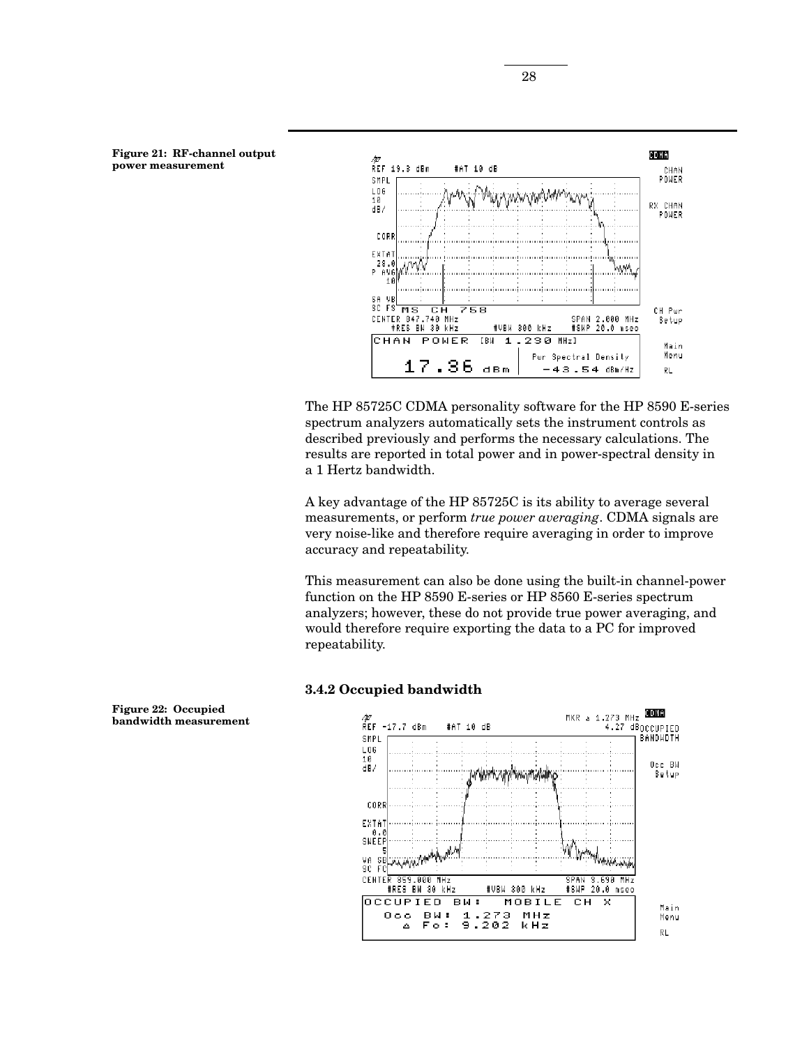Figure 21: RF-channel output power measurement

The HP 85725C CDMA personality software for the HP 8590 E-series spectrum analyzers automatically sets the instrument controls as described previously and performs the necessary calculations. The results are reported in total power and in power-spectral density in a 1 Hertz bandwidth.

A key advantage of the HP 85725C is its ability to average several measurements, or perform *true power averaging*. CDMA signals are very noise-like and therefore require averaging in order to improve accuracy and repeatability.

This measurement can also be done using the built-in channel-power function on the HP 8590 E-series or HP 8560 E-series spectrum analyzers; however, these do not provide true power averaging, and would therefore require exporting the data to a PC for improved repeatability.

### 3.4.2 Occupied bandwidth

Figure 22: Occupied bandwidth measurement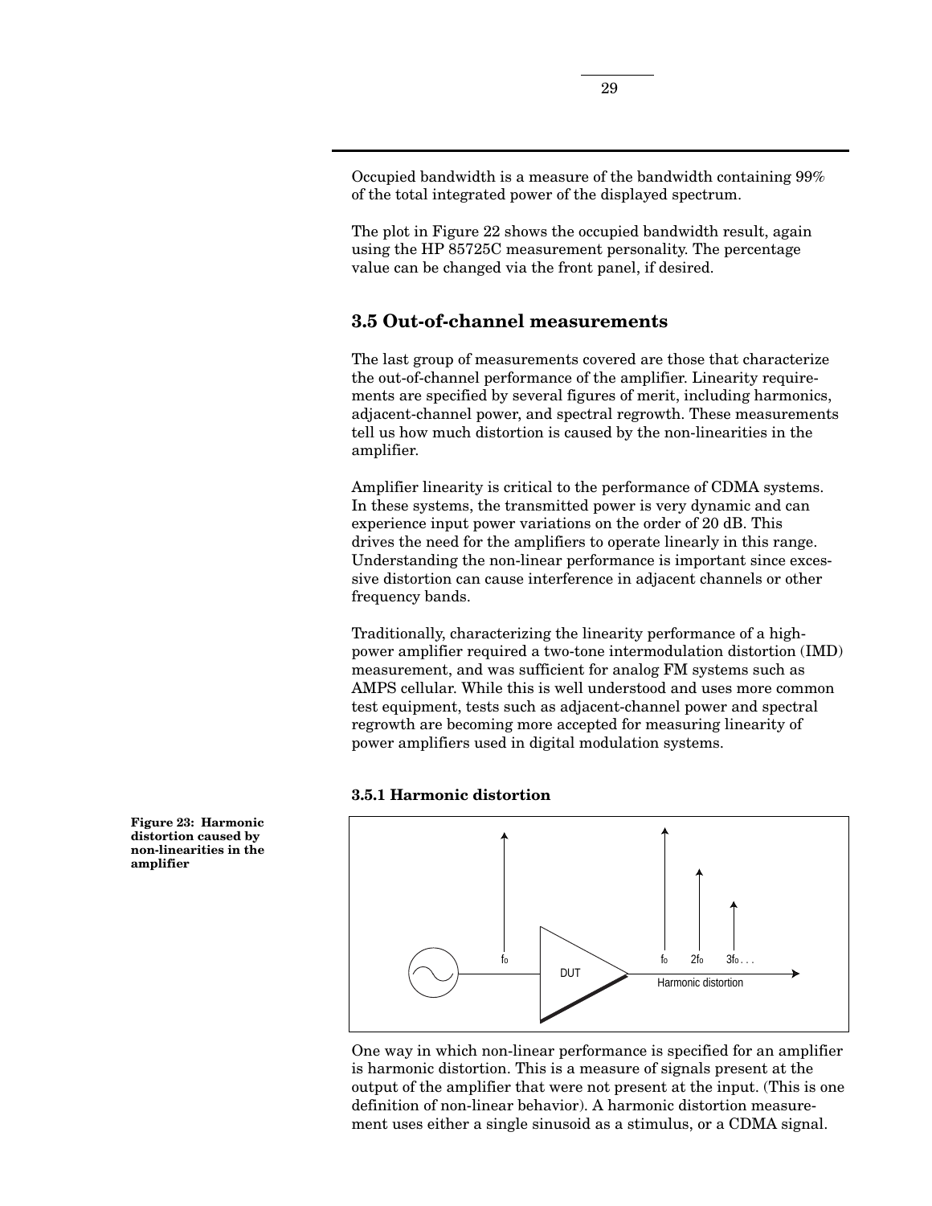Occupied bandwidth is a measure of the bandwidth containing 99% of the total integrated power of the displayed spectrum.

The plot in Figure 22 shows the occupied bandwidth result, again using the HP 85725C measurement personality. The percentage value can be changed via the front panel, if desired.

## 3.5 Out-of-channel measurements

The last group of measurements covered are those that characterize the out-of-channel performance of the amplifier. Linearity requirements are specified by several figures of merit, including harmonics, adjacent-channel power, and spectral regrowth. These measurements tell us how much distortion is caused by the non-linearities in the amplifier.

Amplifier linearity is critical to the performance of CDMA systems. In these systems, the transmitted power is very dynamic and can experience input power variations on the order of 20 dB. This drives the need for the amplifiers to operate linearly in this range. Understanding the non-linear performance is important since excessive distortion can cause interference in adjacent channels or other frequency bands.

Traditionally, characterizing the linearity performance of a high-power amplifier required a two-tone intermodulation distortion (IMD) measurement, and was sufficient for analog FM systems such as AMPS cellular. While this is well understood and uses more common test equipment, tests such as adjacent-channel power and spectral regrowth are becoming more accepted for measuring linearity of power amplifiers used in digital modulation systems.

### 3.5.1 Harmonic distortion

**Figure 23: Harmonic distortion caused by non-linearities in the amplifier**

One way in which non-linear performance is specified for an amplifier is harmonic distortion. This is a measure of signals present at the output of the amplifier that were not present at the input. (This is one definition of non-linear behavior). A harmonic distortion measurement uses either a single sinusoid as a stimulus, or a CDMA signal.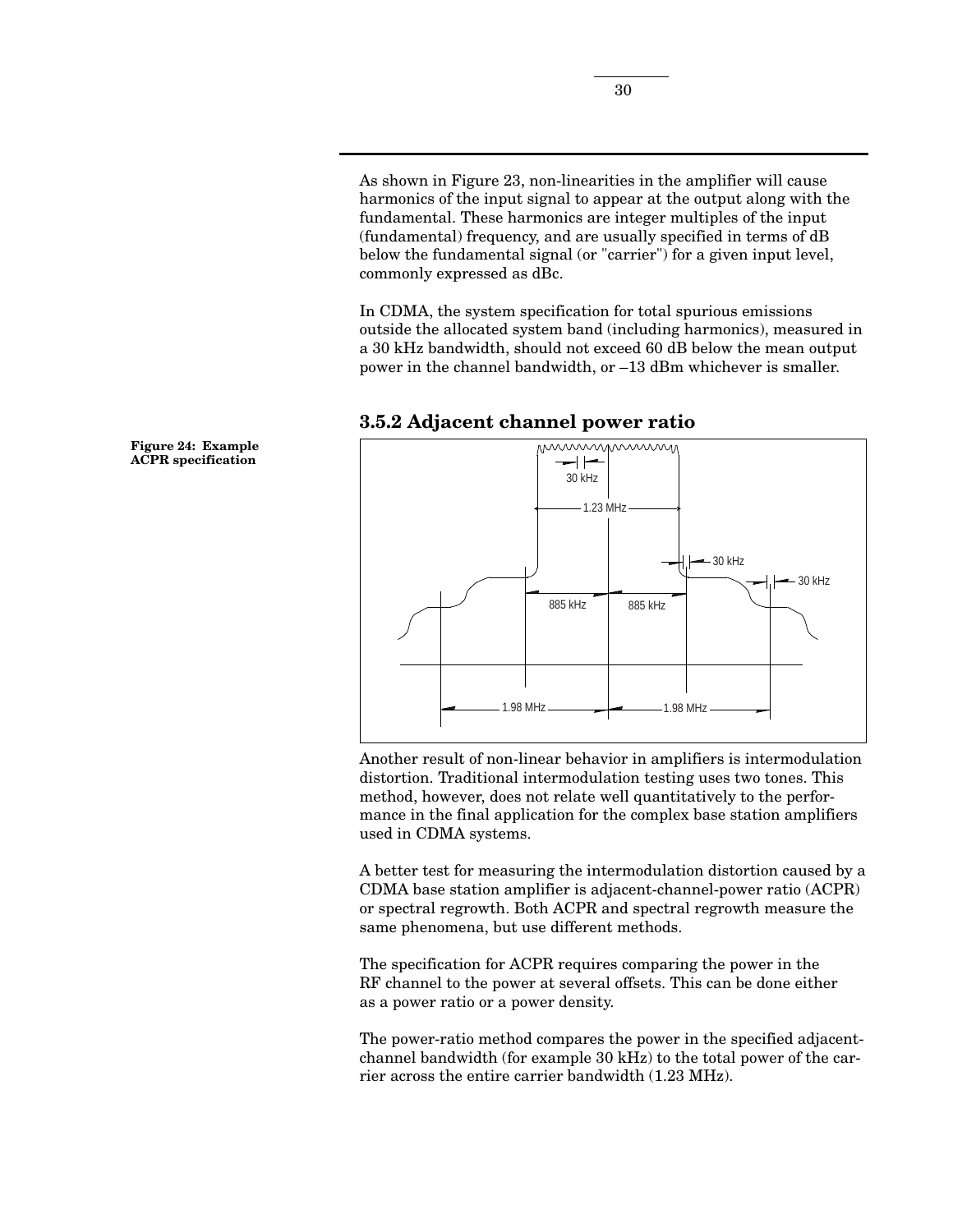As shown in Figure 23, non-linearities in the amplifier will cause harmonics of the input signal to appear at the output along with the fundamental. These harmonics are integer multiples of the input (fundamental) frequency, and are usually specified in terms of dB below the fundamental signal (or "carrier") for a given input level, commonly expressed as dBc.

In CDMA, the system specification for total spurious emissions outside the allocated system band (including harmonics), measured in a 30 kHz bandwidth, should not exceed 60 dB below the mean output power in the channel bandwidth, or –13 dBm whichever is smaller.

### 3.5.2 Adjacent channel power ratio

**Figure 24: Example ACPR specification**

Another result of non-linear behavior in amplifiers is intermodulation distortion. Traditional intermodulation testing uses two tones. This method, however, does not relate well quantitatively to the performance in the final application for the complex base station amplifiers used in CDMA systems.

A better test for measuring the intermodulation distortion caused by a CDMA base station amplifier is adjacent-channel-power ratio (ACPR) or spectral regrowth. Both ACPR and spectral regrowth measure the same phenomena, but use different methods.

The specification for ACPR requires comparing the power in the RF channel to the power at several offsets. This can be done either as a power ratio or a power density.

The power-ratio method compares the power in the specified adjacent-channel bandwidth (for example 30 kHz) to the total power of the carrier across the entire carrier bandwidth (1.23 MHz).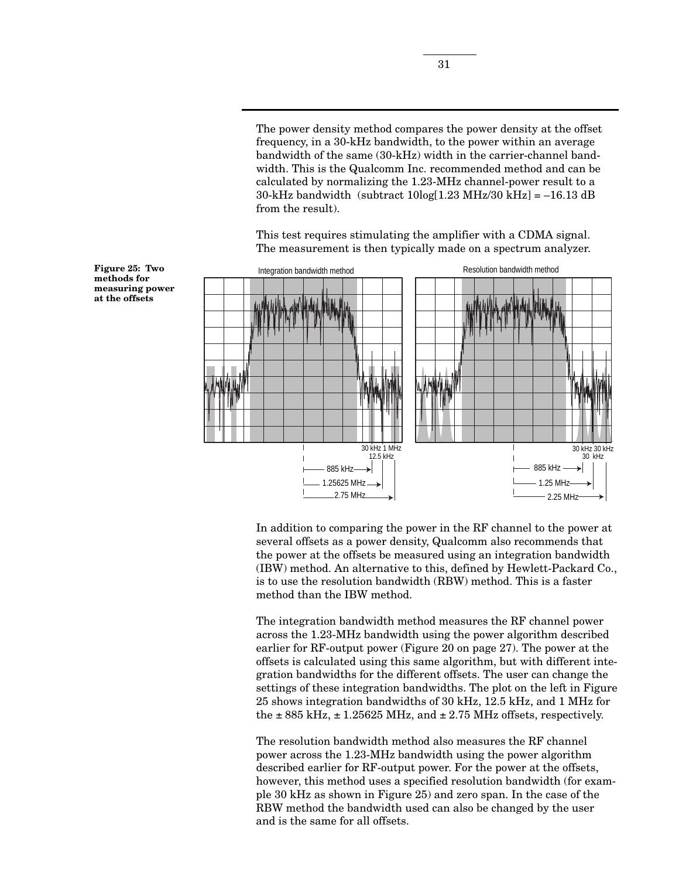The power density method compares the power density at the offset frequency, in a 30-kHz bandwidth, to the power within an average bandwidth of the same (30-kHz) width in the carrier-channel bandwidth. This is the Qualcomm Inc. recommended method and can be calculated by normalizing the 1.23-MHz channel-power result to a 30-kHz bandwidth (subtract 10log[1.23 MHz/30 kHz] = –16.13 dB from the result).

This test requires stimulating the amplifier with a CDMA signal. The measurement is then typically made on a spectrum analyzer.

**Figure 25: Two methods for measuring power at the offsets**

In addition to comparing the power in the RF channel to the power at several offsets as a power density, Qualcomm also recommends that the power at the offsets be measured using an integration bandwidth (IBW) method. An alternative to this, defined by Hewlett-Packard Co., is to use the resolution bandwidth (RBW) method. This is a faster method than the IBW method.

The integration bandwidth method measures the RF channel power across the 1.23-MHz bandwidth using the power algorithm described earlier for RF-output power (Figure 20 on page 27). The power at the offsets is calculated using this same algorithm, but with different integration bandwidths for the different offsets. The user can change the settings of these integration bandwidths. The plot on the left in Figure 25 shows integration bandwidths of 30 kHz, 12.5 kHz, and 1 MHz for the ± 885 kHz, ± 1.25625 MHz, and ± 2.75 MHz offsets, respectively.

The resolution bandwidth method also measures the RF channel power across the 1.23-MHz bandwidth using the power algorithm described earlier for RF-output power. For the power at the offsets, however, this method uses a specified resolution bandwidth (for example 30 kHz as shown in Figure 25) and zero span. In the case of the RBW method the bandwidth used can also be changed by the user and is the same for all offsets.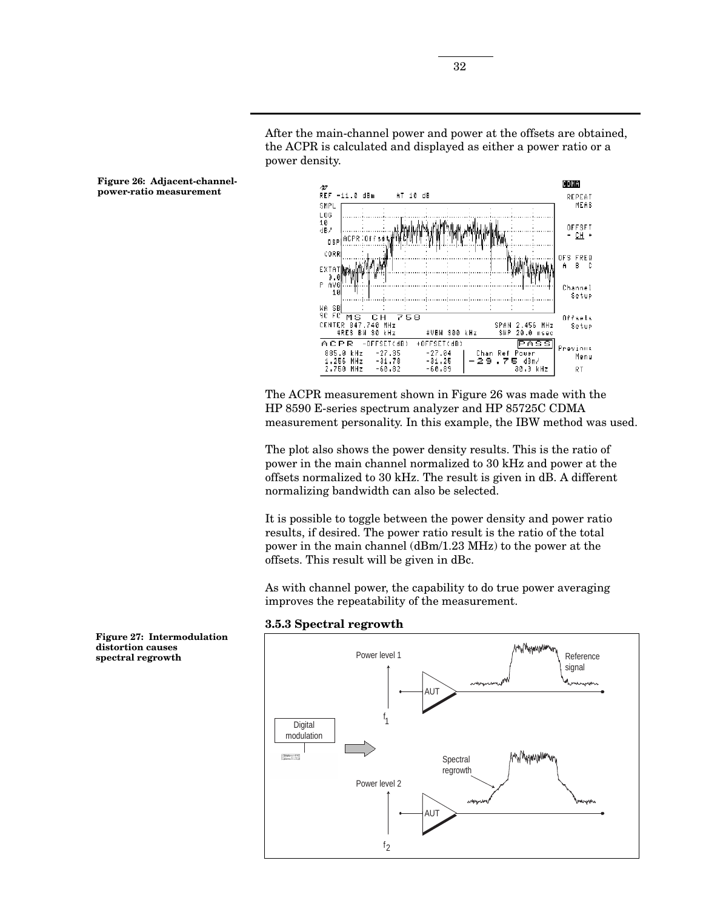After the main-channel power and power at the offsets are obtained, the ACPR is calculated and displayed as either a power ratio or a power density.

**Figure 26: Adjacent-channel-power-ratio measurement**

The ACPR measurement shown in Figure 26 was made with the HP 8590 E-series spectrum analyzer and HP 85725C CDMA measurement personality. In this example, the IBW method was used.

The plot also shows the power density results. This is the ratio of power in the main channel normalized to 30 kHz and power at the offsets normalized to 30 kHz. The result is given in dB. A different normalizing bandwidth can also be selected.

It is possible to toggle between the power density and power ratio results, if desired. The power ratio result is the ratio of the total power in the main channel (dBm/1.23 MHz) to the power at the offsets. This result will be given in dBc.

As with channel power, the capability to do true power averaging improves the repeatability of the measurement.

### 3.5.3 Spectral regrowth

**Figure 27: Intermodulation distortion causes spectral regrowth**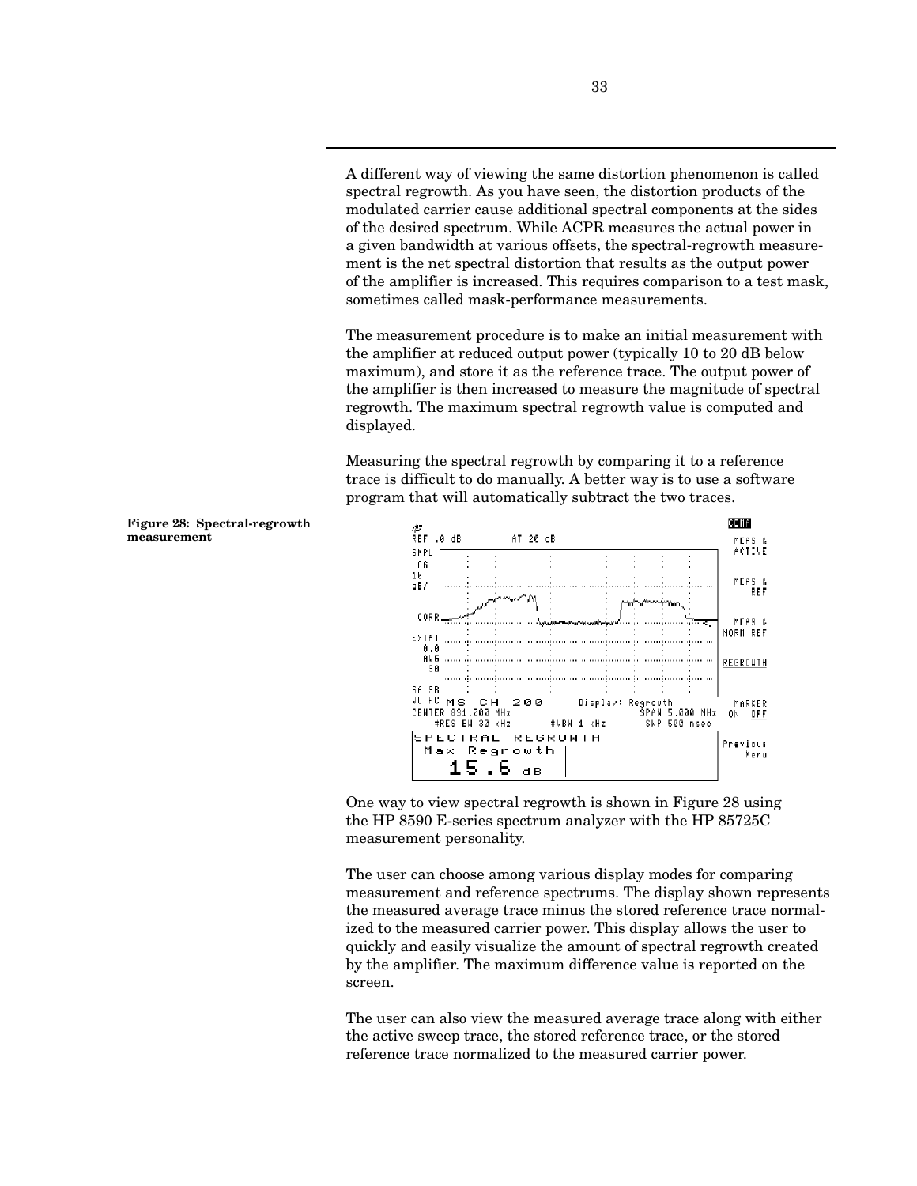A different way of viewing the same distortion phenomenon is called spectral regrowth. As you have seen, the distortion products of the modulated carrier cause additional spectral components at the sides of the desired spectrum. While ACPR measures the actual power in a given bandwidth at various offsets, the spectral-regrowth measurement is the net spectral distortion that results as the output power of the amplifier is increased. This requires comparison to a test mask, sometimes called mask-performance measurements.

The measurement procedure is to make an initial measurement with the amplifier at reduced output power (typically 10 to 20 dB below maximum), and store it as the reference trace. The output power of the amplifier is then increased to measure the magnitude of spectral regrowth. The maximum spectral regrowth value is computed and displayed.

Measuring the spectral regrowth by comparing it to a reference trace is difficult to do manually. A better way is to use a software program that will automatically subtract the two traces.

**Figure 28: Spectral-regrowth measurement**

One way to view spectral regrowth is shown in Figure 28 using the HP 8590 E-series spectrum analyzer with the HP 85725C measurement personality.

The user can choose among various display modes for comparing measurement and reference spectrums. The display shown represents the measured average trace minus the stored reference trace normalized to the measured carrier power. This display allows the user to quickly and easily visualize the amount of spectral regrowth created by the amplifier. The maximum difference value is reported on the screen.

The user can also view the measured average trace along with either the active sweep trace, the stored reference trace, or the stored reference trace normalized to the measured carrier power.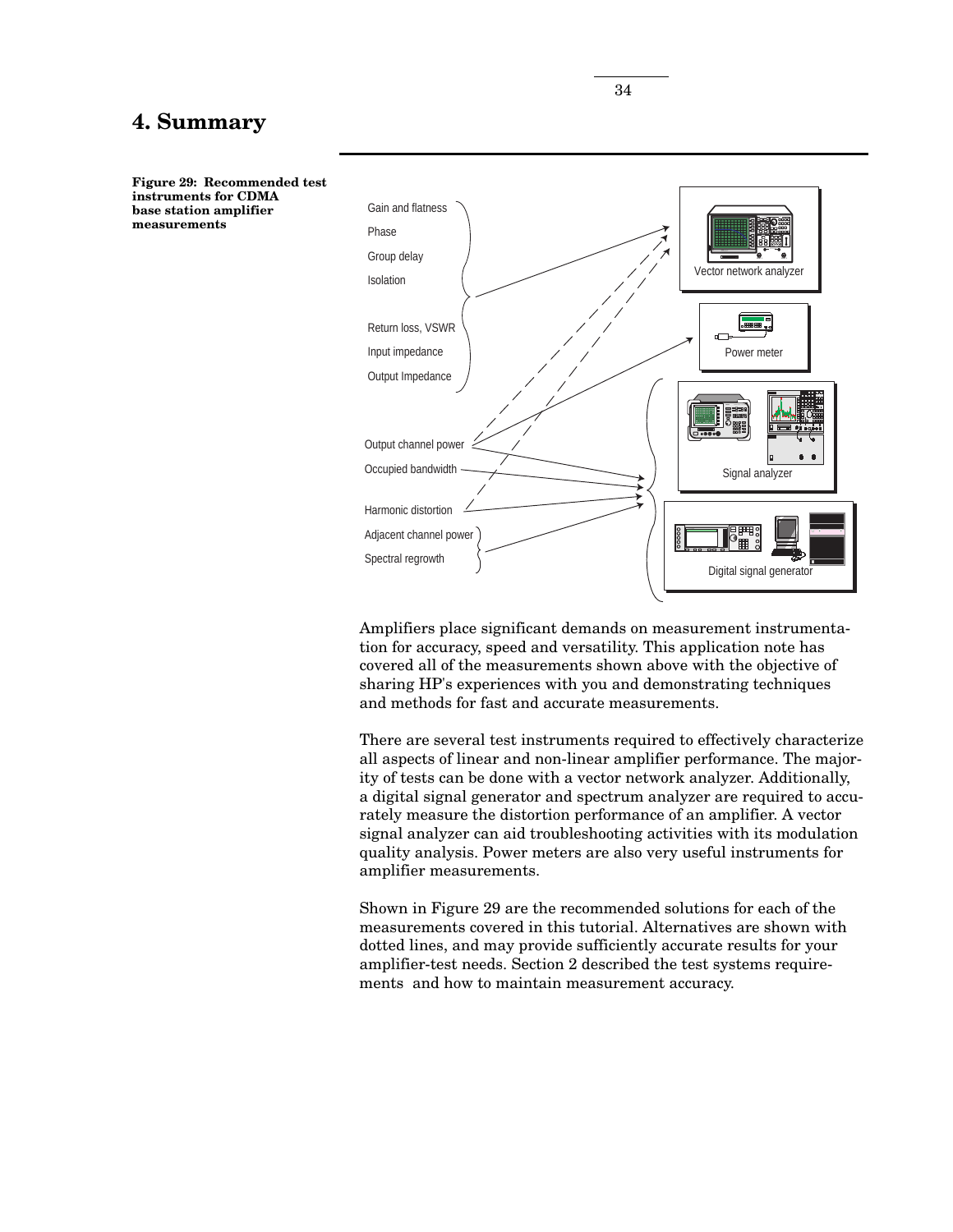# 4. Summary

**Figure 29: Recommended test instruments for CDMA base station amplifier measurements**

Amplifiers place significant demands on measurement instrumentation for accuracy, speed and versatility. This application note has covered all of the measurements shown above with the objective of sharing HP's experiences with you and demonstrating techniques and methods for fast and accurate measurements.

There are several test instruments required to effectively characterize all aspects of linear and non-linear amplifier performance. The majority of tests can be done with a vector network analyzer. Additionally, a digital signal generator and spectrum analyzer are required to accurately measure the distortion performance of an amplifier. A vector signal analyzer can aid troubleshooting activities with its modulation quality analysis. Power meters are also very useful instruments for amplifier measurements.

Shown in Figure 29 are the recommended solutions for each of the measurements covered in this tutorial. Alternatives are shown with dotted lines, and may provide sufficiently accurate results for your amplifier-test needs. Section 2 described the test systems requirements and how to maintain measurement accuracy.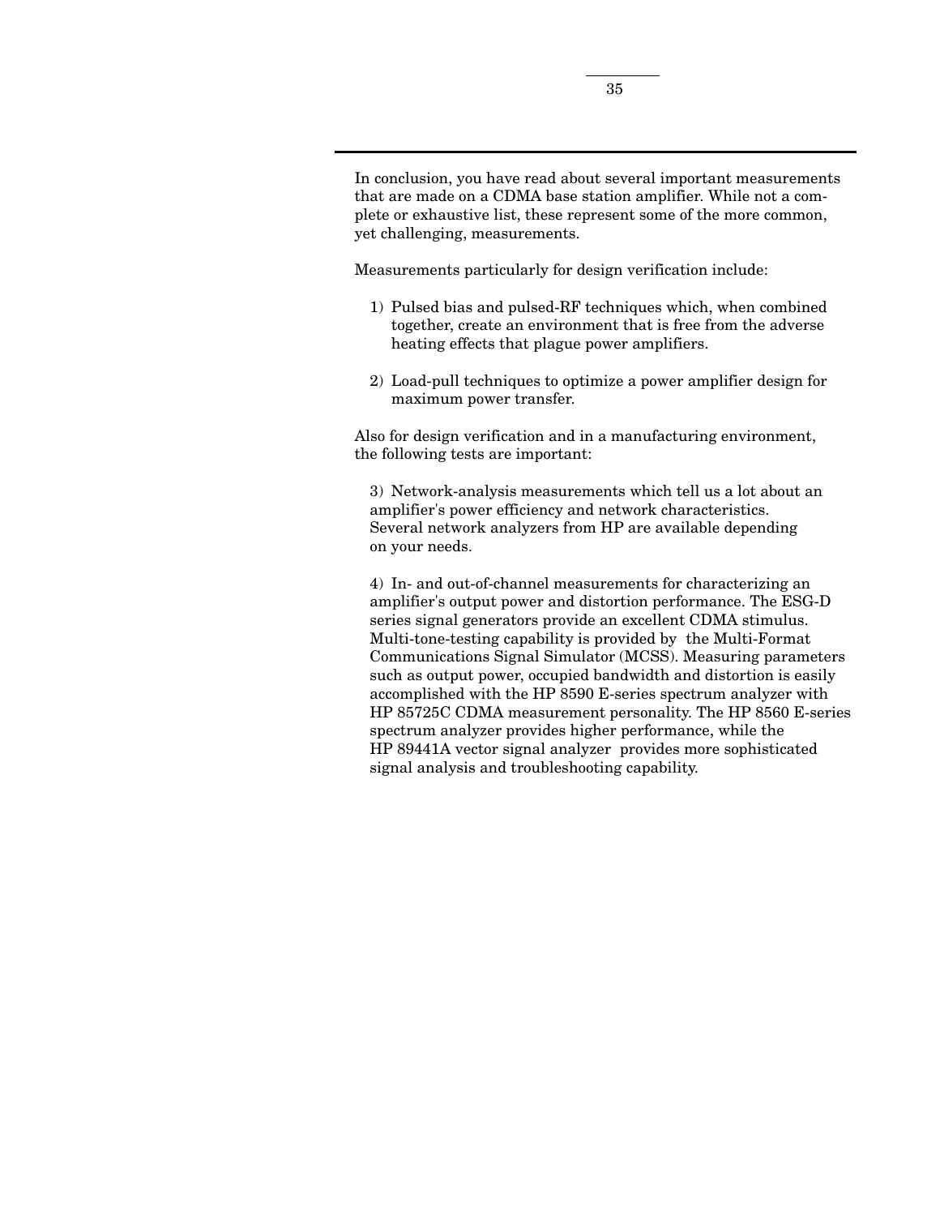In conclusion, you have read about several important measurements that are made on a CDMA base station amplifier. While not a complete or exhaustive list, these represent some of the more common, yet challenging, measurements.

Measurements particularly for design verification include:

1) Pulsed bias and pulsed-RF techniques which, when combined together, create an environment that is free from the adverse heating effects that plague power amplifiers.

2) Load-pull techniques to optimize a power amplifier design for maximum power transfer.

Also for design verification and in a manufacturing environment, the following tests are important:

3) Network-analysis measurements which tell us a lot about an amplifier's power efficiency and network characteristics. Several network analyzers from HP are available depending on your needs.

4) In- and out-of-channel measurements for characterizing an amplifier's output power and distortion performance. The ESG-D series signal generators provide an excellent CDMA stimulus. Multi-tone-testing capability is provided by the Multi-Format Communications Signal Simulator (MCSS). Measuring parameters such as output power, occupied bandwidth and distortion is easily accomplished with the HP 8590 E-series spectrum analyzer with HP 85725C CDMA measurement personality. The HP 8560 E-series spectrum analyzer provides higher performance, while the HP 89441A vector signal analyzer provides more sophisticated signal analysis and troubleshooting capability.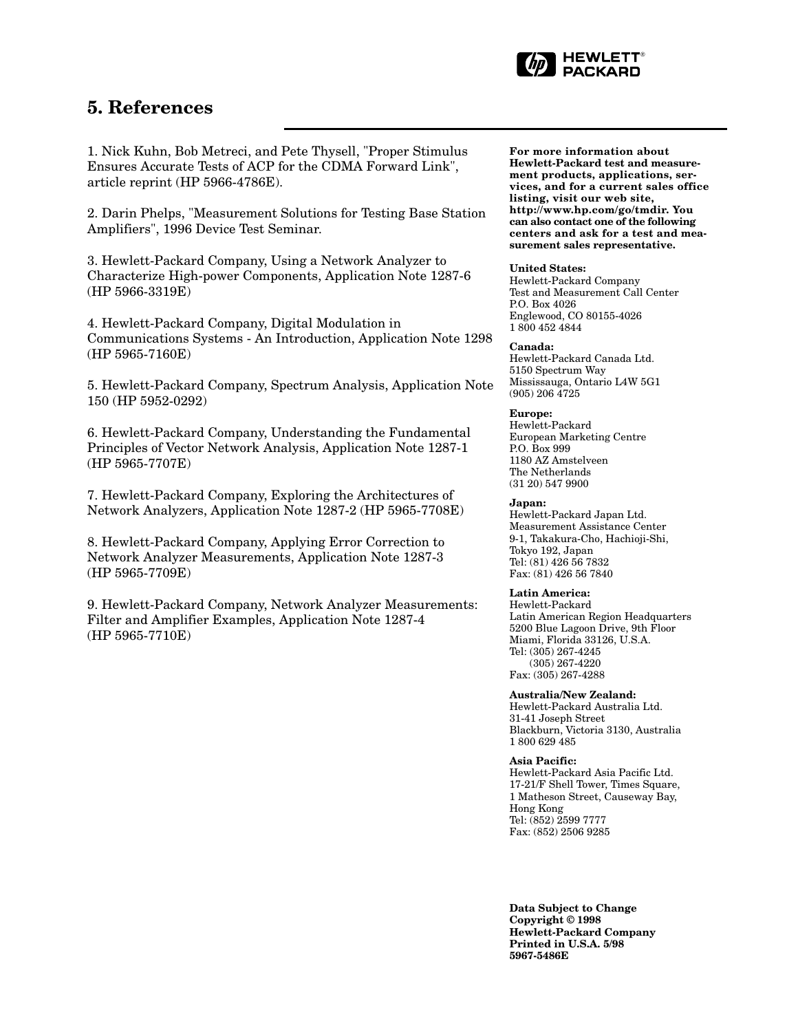## 5. References

1. Nick Kuhn, Bob Metreci, and Pete Thysell, "Proper Stimulus Ensures Accurate Tests of ACP for the CDMA Forward Link", article reprint (HP 5966-4786E).

2. Darin Phelps, "Measurement Solutions for Testing Base Station Amplifiers", 1996 Device Test Seminar.

3. Hewlett-Packard Company, Using a Network Analyzer to Characterize High-power Components, Application Note 1287-6 (HP 5966-3319E)

4. Hewlett-Packard Company, Digital Modulation in Communications Systems - An Introduction, Application Note 1298 (HP 5965-7160E)

5. Hewlett-Packard Company, Spectrum Analysis, Application Note 150 (HP 5952-0292)

6. Hewlett-Packard Company, Understanding the Fundamental Principles of Vector Network Analysis, Application Note 1287-1 (HP 5965-7707E)

7. Hewlett-Packard Company, Exploring the Architectures of Network Analyzers, Application Note 1287-2 (HP 5965-7708E)

8. Hewlett-Packard Company, Applying Error Correction to Network Analyzer Measurements, Application Note 1287-3 (HP 5965-7709E)

9. Hewlett-Packard Company, Network Analyzer Measurements: Filter and Amplifier Examples, Application Note 1287-4 (HP 5965-7710E)

**For more information about Hewlett-Packard test and measurement products, applications, services, and for a current sales office listing, visit our web site, http://www.hp.com/go/tmdir. You can also contact one of the following centers and ask for a test and measurement sales representative.**

**United States:**
Hewlett-Packard Company
Test and Measurement Call Center
P.O. Box 4026
Englewood, CO 80155-4026
1 800 452 4844

**Canada:**
Hewlett-Packard Canada Ltd.
5150 Spectrum Way
Mississauga, Ontario L4W 5G1
(905) 206 4725

**Europe:**
Hewlett-Packard
European Marketing Centre
P.O. Box 999
1180 AZ Amstelveen
The Netherlands
(31 20) 547 9900

**Japan:**
Hewlett-Packard Japan Ltd.
Measurement Assistance Center
9-1, Takakura-Cho, Hachioji-Shi,
Tokyo 192, Japan
Tel: (81) 426 56 7832
Fax: (81) 426 56 7840

**Latin America:**
Hewlett-Packard
Latin American Region Headquarters
5200 Blue Lagoon Drive, 9th Floor
Miami, Florida 33126, U.S.A.
Tel: (305) 267-4245
(305) 267-4220
Fax: (305) 267-4288

**Australia/New Zealand:**
Hewlett-Packard Australia Ltd.
31-41 Joseph Street
Blackburn, Victoria 3130, Australia
1 800 629 485

**Asia Pacific:**
Hewlett-Packard Asia Pacific Ltd.
17-21/F Shell Tower, Times Square,
1 Matheson Street, Causeway Bay,
Hong Kong
Tel: (852) 2599 7777
Fax: (852) 2506 9285

**Data Subject to Change**
**Copyright © 1998**
**Hewlett-Packard Company**
**Printed in U.S.A. 5/98**
**5967-5486E**